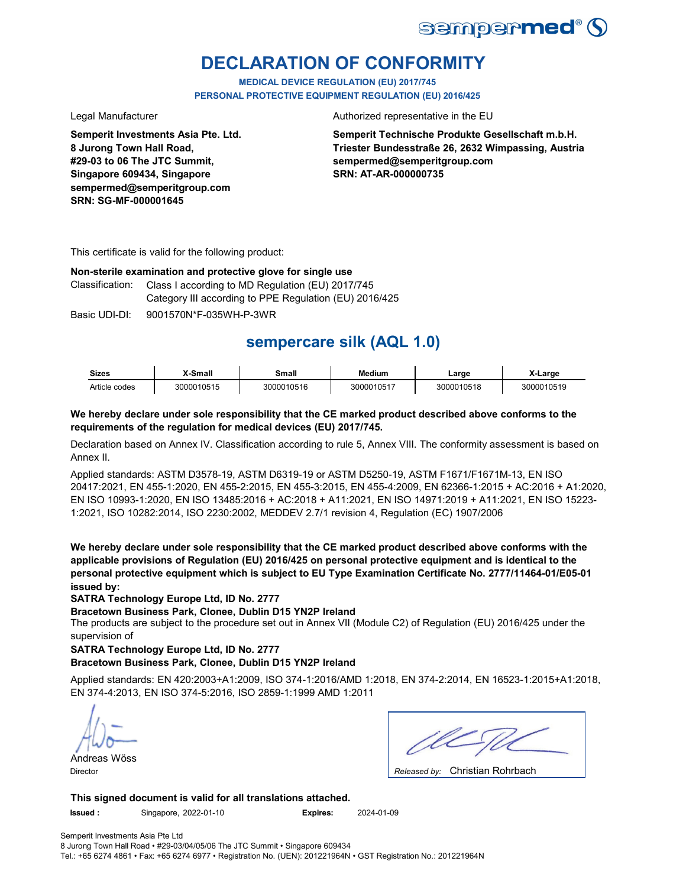sempermed®

# DECLARATION OF CONFORMITY

**MEDICAL DEVICE REGULATION (EU) 2017/745**
**PERSONAL PROTECTIVE EQUIPMENT REGULATION (EU) 2016/425**

Legal Manufacturer

**Semperit Investments Asia Pte. Ltd.**
**8 Jurong Town Hall Road,**
**#29-03 to 06 The JTC Summit,**
**Singapore 609434, Singapore**
**sempermed@semperitgroup.com**
**SRN: SG-MF-000001645**

Authorized representative in the EU

**Semperit Technische Produkte Gesellschaft m.b.H.**
**Triester Bundesstraße 26, 2632 Wimpassing, Austria**
**sempermed@semperitgroup.com**
**SRN: AT-AR-000000735**

This certificate is valid for the following product:

**Non-sterile examination and protective glove for single use**

Classification: Class I according to MD Regulation (EU) 2017/745
Category III according to PPE Regulation (EU) 2016/425

Basic UDI-DI: 9001570N*F-035WH-P-3WR

## sempercare silk (AQL 1.0)

| Sizes | X-Small | Small | Medium | Large | X-Large |
|---|---|---|---|---|---|
| Article codes | 3000010515 | 3000010516 | 3000010517 | 3000010518 | 3000010519 |

**We hereby declare under sole responsibility that the CE marked product described above conforms to the requirements of the regulation for medical devices (EU) 2017/745.**

Declaration based on Annex IV. Classification according to rule 5, Annex VIII. The conformity assessment is based on Annex II.

Applied standards: ASTM D3578-19, ASTM D6319-19 or ASTM D5250-19, ASTM F1671/F1671M-13, EN ISO 20417:2021, EN 455-1:2020, EN 455-2:2015, EN 455-3:2015, EN 455-4:2009, EN 62366-1:2015 + AC:2016 + A1:2020, EN ISO 10993-1:2020, EN ISO 13485:2016 + AC:2018 + A11:2021, EN ISO 14971:2019 + A11:2021, EN ISO 15223-1:2021, ISO 10282:2014, ISO 2230:2002, MEDDEV 2.7/1 revision 4, Regulation (EC) 1907/2006

**We hereby declare under sole responsibility that the CE marked product described above conforms with the applicable provisions of Regulation (EU) 2016/425 on personal protective equipment and is identical to the personal protective equipment which is subject to EU Type Examination Certificate No. 2777/11464-01/E05-01 issued by:**

**SATRA Technology Europe Ltd, ID No. 2777**
**Bracetown Business Park, Clonee, Dublin D15 YN2P Ireland**

The products are subject to the procedure set out in Annex VII (Module C2) of Regulation (EU) 2016/425 under the supervision of

**SATRA Technology Europe Ltd, ID No. 2777**
**Bracetown Business Park, Clonee, Dublin D15 YN2P Ireland**

Applied standards: EN 420:2003+A1:2009, ISO 374-1:2016/AMD 1:2018, EN 374-2:2014, EN 16523-1:2015+A1:2018, EN 374-4:2013, EN ISO 374-5:2016, ISO 2859-1:1999 AMD 1:2011

Andreas Wöss
Director

*Released by:* Christian Rohrbach

**This signed document is valid for all translations attached.**

**Issued :** Singapore, 2022-01-10 **Expires:** 2024-01-09

Semperit Investments Asia Pte Ltd
8 Jurong Town Hall Road • #29-03/04/05/06 The JTC Summit • Singapore 609434
Tel.: +65 6274 4861 • Fax: +65 6274 6977 • Registration No. (UEN): 201221964N • GST Registration No.: 201221964N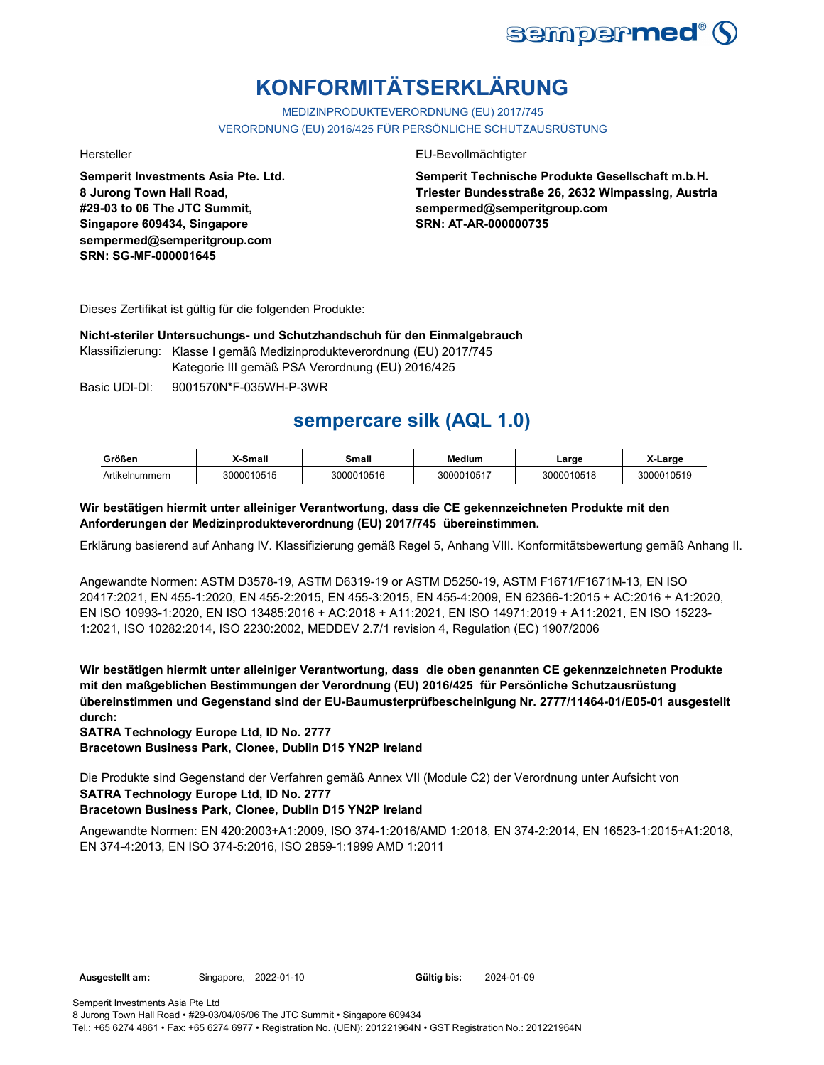# KONFORMITÄTSERKLÄRUNG

MEDIZINPRODUKTEVERORDNUNG (EU) 2017/745

VERORDNUNG (EU) 2016/425 FÜR PERSÖNLICHE SCHUTZAUSRÜSTUNG

Hersteller

**Semperit Investments Asia Pte. Ltd.**
**8 Jurong Town Hall Road,**
**#29-03 to 06 The JTC Summit,**
**Singapore 609434, Singapore**
**sempermed@semperitgroup.com**
**SRN: SG-MF-000001645**

EU-Bevollmächtigter

**Semperit Technische Produkte Gesellschaft m.b.H.**
**Triester Bundesstraße 26, 2632 Wimpassing, Austria**
**sempermed@semperitgroup.com**
**SRN: AT-AR-000000735**

Dieses Zertifikat ist gültig für die folgenden Produkte:

**Nicht-steriler Untersuchungs- und Schutzhandschuh für den Einmalgebrauch**

Klassifizierung: Klasse I gemäß Medizinprodukteverordnung (EU) 2017/745
Kategorie III gemäß PSA Verordnung (EU) 2016/425

Basic UDI-DI: 9001570N*F-035WH-P-3WR

## sempercare silk (AQL 1.0)

| Größen | X-Small | Small | Medium | Large | X-Large |
|---|---|---|---|---|---|
| Artikelnummern | 3000010515 | 3000010516 | 3000010517 | 3000010518 | 3000010519 |

**Wir bestätigen hiermit unter alleiniger Verantwortung, dass die CE gekennzeichneten Produkte mit den Anforderungen der Medizinprodukteverordnung (EU) 2017/745 übereinstimmen.**

Erklärung basierend auf Anhang IV. Klassifizierung gemäß Regel 5, Anhang VIII. Konformitätsbewertung gemäß Anhang II.

Angewandte Normen: ASTM D3578-19, ASTM D6319-19 or ASTM D5250-19, ASTM F1671/F1671M-13, EN ISO 20417:2021, EN 455-1:2020, EN 455-2:2015, EN 455-3:2015, EN 455-4:2009, EN 62366-1:2015 + AC:2016 + A1:2020, EN ISO 10993-1:2020, EN ISO 13485:2016 + AC:2018 + A11:2021, EN ISO 14971:2019 + A11:2021, EN ISO 15223-1:2021, ISO 10282:2014, ISO 2230:2002, MEDDEV 2.7/1 revision 4, Regulation (EC) 1907/2006

**Wir bestätigen hiermit unter alleiniger Verantwortung, dass die oben genannten CE gekennzeichneten Produkte mit den maßgeblichen Bestimmungen der Verordnung (EU) 2016/425 für Persönliche Schutzausrüstung übereinstimmen und Gegenstand sind der EU-Baumusterprüfbescheinigung Nr. 2777/11464-01/E05-01 ausgestellt durch:**
**SATRA Technology Europe Ltd, ID No. 2777**
**Bracetown Business Park, Clonee, Dublin D15 YN2P Ireland**

Die Produkte sind Gegenstand der Verfahren gemäß Annex VII (Module C2) der Verordnung unter Aufsicht von
**SATRA Technology Europe Ltd, ID No. 2777**
**Bracetown Business Park, Clonee, Dublin D15 YN2P Ireland**

Angewandte Normen: EN 420:2003+A1:2009, ISO 374-1:2016/AMD 1:2018, EN 374-2:2014, EN 16523-1:2015+A1:2018, EN 374-4:2013, EN ISO 374-5:2016, ISO 2859-1:1999 AMD 1:2011

**Ausgestellt am:** Singapore, 2022-01-10 **Gültig bis:** 2024-01-09

Semperit Investments Asia Pte Ltd
8 Jurong Town Hall Road • #29-03/04/05/06 The JTC Summit • Singapore 609434
Tel.: +65 6274 4861 • Fax: +65 6274 6977 • Registration No. (UEN): 201221964N • GST Registration No.: 201221964N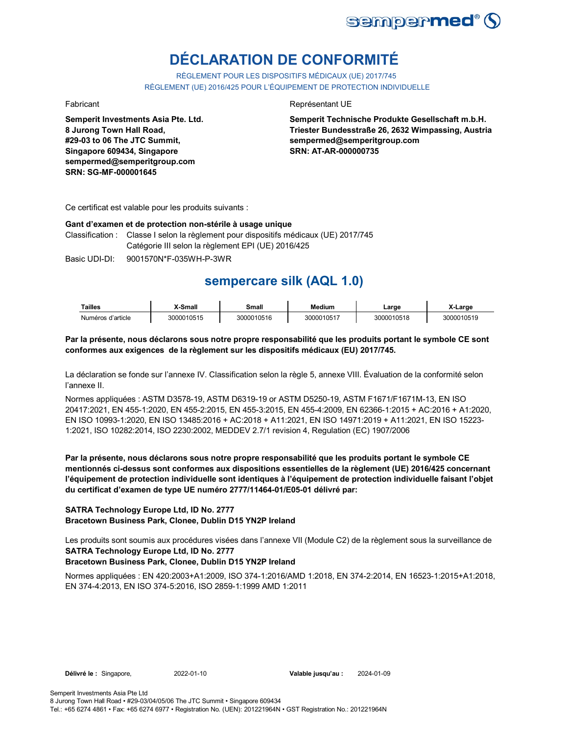# DÉCLARATION DE CONFORMITÉ

RÈGLEMENT POUR LES DISPOSITIFS MÉDICAUX (UE) 2017/745
RÈGLEMENT (UE) 2016/425 POUR L'ÉQUIPEMENT DE PROTECTION INDIVIDUELLE

Fabricant

**Semperit Investments Asia Pte. Ltd.**
**8 Jurong Town Hall Road,**
**#29-03 to 06 The JTC Summit,**
**Singapore 609434, Singapore**
**sempermed@semperitgroup.com**
**SRN: SG-MF-000001645**

Représentant UE

**Semperit Technische Produkte Gesellschaft m.b.H.**
**Triester Bundesstraße 26, 2632 Wimpassing, Austria**
**sempermed@semperitgroup.com**
**SRN: AT-AR-000000735**

Ce certificat est valable pour les produits suivants :

**Gant d'examen et de protection non-stérile à usage unique**

Classification : Classe I selon la règlement pour dispositifs médicaux (UE) 2017/745
Catégorie III selon la règlement EPI (UE) 2016/425

Basic UDI-DI: 9001570N*F-035WH-P-3WR

## sempercare silk (AQL 1.0)

| Tailles | X-Small | Small | Medium | Large | X-Large |
|---|---|---|---|---|---|
| Numéros d'article | 3000010515 | 3000010516 | 3000010517 | 3000010518 | 3000010519 |

**Par la présente, nous déclarons sous notre propre responsabilité que les produits portant le symbole CE sont conformes aux exigences de la règlement sur les dispositifs médicaux (EU) 2017/745.**

La déclaration se fonde sur l'annexe IV. Classification selon la règle 5, annexe VIII. Évaluation de la conformité selon l'annexe II.

Normes appliquées : ASTM D3578-19, ASTM D6319-19 or ASTM D5250-19, ASTM F1671/F1671M-13, EN ISO 20417:2021, EN 455-1:2020, EN 455-2:2015, EN 455-3:2015, EN 455-4:2009, EN 62366-1:2015 + AC:2016 + A1:2020, EN ISO 10993-1:2020, EN ISO 13485:2016 + AC:2018 + A11:2021, EN ISO 14971:2019 + A11:2021, EN ISO 15223-1:2021, ISO 10282:2014, ISO 2230:2002, MEDDEV 2.7/1 revision 4, Regulation (EC) 1907/2006

**Par la présente, nous déclarons sous notre propre responsabilité que les produits portant le symbole CE mentionnés ci-dessus sont conformes aux dispositions essentielles de la règlement (UE) 2016/425 concernant l'équipement de protection individuelle sont identiques à l'équipement de protection individuelle faisant l'objet du certificat d'examen de type UE numéro 2777/11464-01/E05-01 délivré par:**

**SATRA Technology Europe Ltd, ID No. 2777**
**Bracetown Business Park, Clonee, Dublin D15 YN2P Ireland**

Les produits sont soumis aux procédures visées dans l'annexe VII (Module C2) de la règlement sous la surveillance de
**SATRA Technology Europe Ltd, ID No. 2777**
**Bracetown Business Park, Clonee, Dublin D15 YN2P Ireland**

Normes appliquées : EN 420:2003+A1:2009, ISO 374-1:2016/AMD 1:2018, EN 374-2:2014, EN 16523-1:2015+A1:2018, EN 374-4:2013, EN ISO 374-5:2016, ISO 2859-1:1999 AMD 1:2011

**Délivré le :** Singapore, 2022-01-10 **Valable jusqu'au :** 2024-01-09

Semperit Investments Asia Pte Ltd
8 Jurong Town Hall Road • #29-03/04/05/06 The JTC Summit • Singapore 609434
Tel.: +65 6274 4861 • Fax: +65 6274 6977 • Registration No. (UEN): 201221964N • GST Registration No.: 201221964N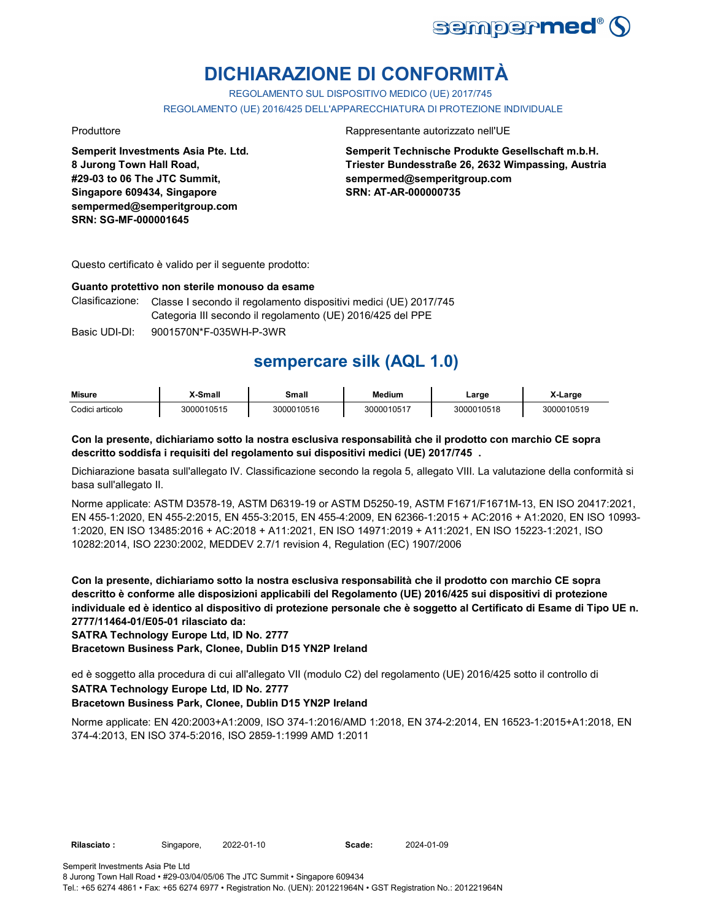# DICHIARAZIONE DI CONFORMITÀ

REGOLAMENTO SUL DISPOSITIVO MEDICO (UE) 2017/745

REGOLAMENTO (UE) 2016/425 DELL'APPARECCHIATURA DI PROTEZIONE INDIVIDUALE

Produttore

**Semperit Investments Asia Pte. Ltd.**
**8 Jurong Town Hall Road,**
**#29-03 to 06 The JTC Summit,**
**Singapore 609434, Singapore**
**sempermed@semperitgroup.com**
**SRN: SG-MF-000001645**

Rappresentante autorizzato nell'UE

**Semperit Technische Produkte Gesellschaft m.b.H.**
**Triester Bundesstraße 26, 2632 Wimpassing, Austria**
**sempermed@semperitgroup.com**
**SRN: AT-AR-000000735**

Questo certificato è valido per il seguente prodotto:

**Guanto protettivo non sterile monouso da esame**

Clasificazione: Classe I secondo il regolamento dispositivi medici (UE) 2017/745
Categoria III secondo il regolamento (UE) 2016/425 del PPE

Basic UDI-DI: 9001570N*F-035WH-P-3WR

## sempercare silk (AQL 1.0)

| Misure | X-Small | Small | Medium | Large | X-Large |
|---|---|---|---|---|---|
| Codici articolo | 3000010515 | 3000010516 | 3000010517 | 3000010518 | 3000010519 |

**Con la presente, dichiariamo sotto la nostra esclusiva responsabilità che il prodotto con marchio CE sopra descritto soddisfa i requisiti del regolamento sui dispositivi medici (UE) 2017/745 .**

Dichiarazione basata sull'allegato IV. Classificazione secondo la regola 5, allegato VIII. La valutazione della conformità si basa sull'allegato II.

Norme applicate: ASTM D3578-19, ASTM D6319-19 or ASTM D5250-19, ASTM F1671/F1671M-13, EN ISO 20417:2021, EN 455-1:2020, EN 455-2:2015, EN 455-3:2015, EN 455-4:2009, EN 62366-1:2015 + AC:2016 + A1:2020, EN ISO 10993-1:2020, EN ISO 13485:2016 + AC:2018 + A11:2021, EN ISO 14971:2019 + A11:2021, EN ISO 15223-1:2021, ISO 10282:2014, ISO 2230:2002, MEDDEV 2.7/1 revision 4, Regulation (EC) 1907/2006

**Con la presente, dichiariamo sotto la nostra esclusiva responsabilità che il prodotto con marchio CE sopra descritto è conforme alle disposizioni applicabili del Regolamento (UE) 2016/425 sui dispositivi di protezione individuale ed è identico al dispositivo di protezione personale che è soggetto al Certificato di Esame di Tipo UE n. 2777/11464-01/E05-01 rilasciato da:**
**SATRA Technology Europe Ltd, ID No. 2777**
**Bracetown Business Park, Clonee, Dublin D15 YN2P Ireland**

ed è soggetto alla procedura di cui all'allegato VII (modulo C2) del regolamento (UE) 2016/425 sotto il controllo di
**SATRA Technology Europe Ltd, ID No. 2777**
**Bracetown Business Park, Clonee, Dublin D15 YN2P Ireland**

Norme applicate: EN 420:2003+A1:2009, ISO 374-1:2016/AMD 1:2018, EN 374-2:2014, EN 16523-1:2015+A1:2018, EN 374-4:2013, EN ISO 374-5:2016, ISO 2859-1:1999 AMD 1:2011

**Rilasciato :** Singapore, 2022-01-10 **Scade:** 2024-01-09

Semperit Investments Asia Pte Ltd
8 Jurong Town Hall Road • #29-03/04/05/06 The JTC Summit • Singapore 609434
Tel.: +65 6274 4861 • Fax: +65 6274 6977 • Registration No. (UEN): 201221964N • GST Registration No.: 201221964N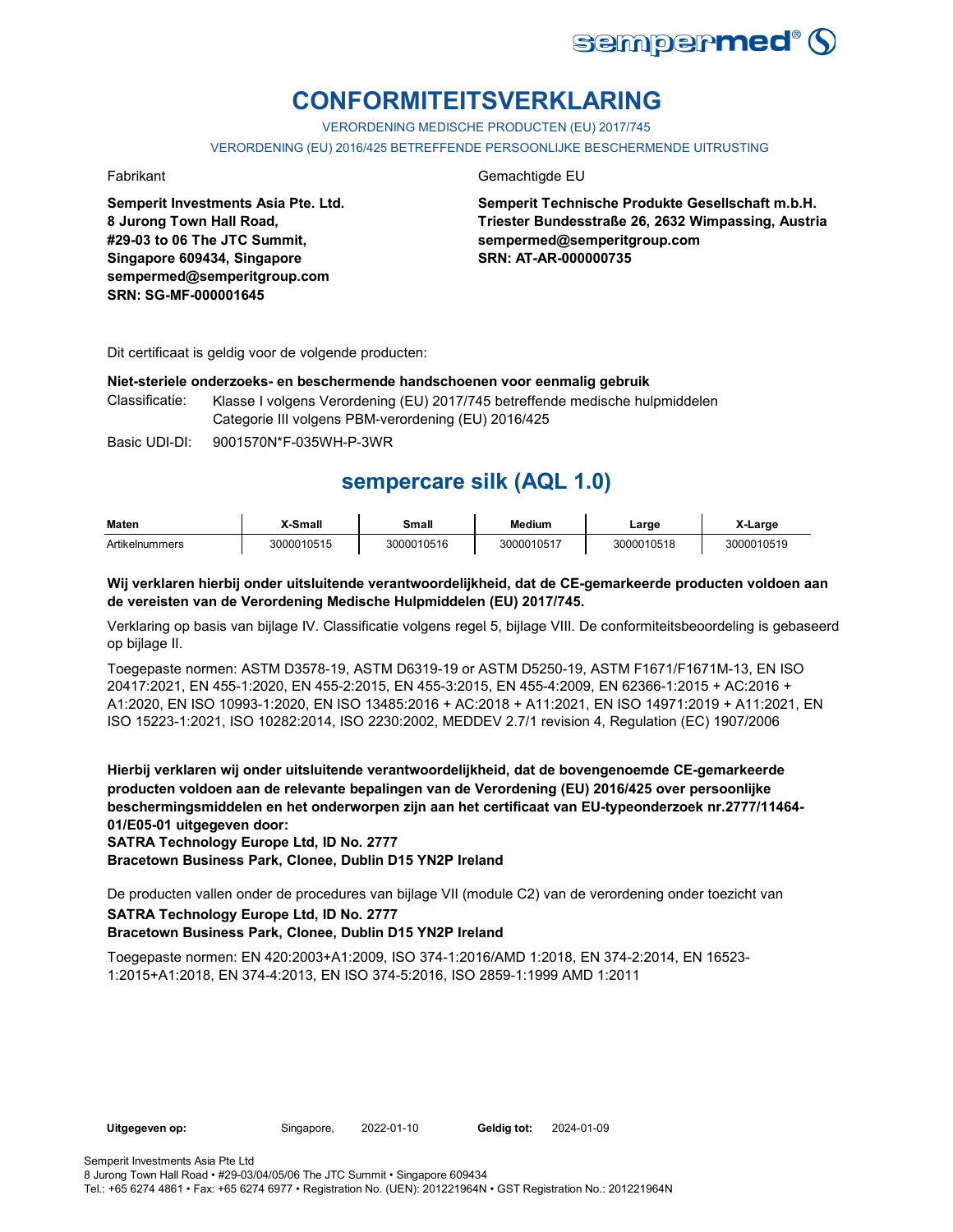# CONFORMITEITSVERKLARING

VERORDENING MEDISCHE PRODUCTEN (EU) 2017/745

VERORDENING (EU) 2016/425 BETREFFENDE PERSOONLIJKE BESCHERMENDE UITRUSTING

Fabrikant

**Semperit Investments Asia Pte. Ltd.**
**8 Jurong Town Hall Road,**
**#29-03 to 06 The JTC Summit,**
**Singapore 609434, Singapore**
**sempermed@semperitgroup.com**
**SRN: SG-MF-000001645**

Gemachtigde EU

**Semperit Technische Produkte Gesellschaft m.b.H.**
**Triester Bundesstraße 26, 2632 Wimpassing, Austria**
**sempermed@semperitgroup.com**
**SRN: AT-AR-000000735**

Dit certificaat is geldig voor de volgende producten:

**Niet-steriele onderzoeks- en beschermende handschoenen voor eenmalig gebruik**

Classificatie: Klasse I volgens Verordening (EU) 2017/745 betreffende medische hulpmiddelen
Categorie III volgens PBM-verordening (EU) 2016/425

Basic UDI-DI: 9001570N*F-035WH-P-3WR

## sempercare silk (AQL 1.0)

| Maten | X-Small | Small | Medium | Large | X-Large |
|---|---|---|---|---|---|
| Artikelnummers | 3000010515 | 3000010516 | 3000010517 | 3000010518 | 3000010519 |

**Wij verklaren hierbij onder uitsluitende verantwoordelijkheid, dat de CE-gemarkeerde producten voldoen aan de vereisten van de Verordening Medische Hulpmiddelen (EU) 2017/745.**

Verklaring op basis van bijlage IV. Classificatie volgens regel 5, bijlage VIII. De conformiteitsbeoordeling is gebaseerd op bijlage II.

Toegepaste normen: ASTM D3578-19, ASTM D6319-19 or ASTM D5250-19, ASTM F1671/F1671M-13, EN ISO 20417:2021, EN 455-1:2020, EN 455-2:2015, EN 455-3:2015, EN 455-4:2009, EN 62366-1:2015 + AC:2016 + A1:2020, EN ISO 10993-1:2020, EN ISO 13485:2016 + AC:2018 + A11:2021, EN ISO 14971:2019 + A11:2021, EN ISO 15223-1:2021, ISO 10282:2014, ISO 2230:2002, MEDDEV 2.7/1 revision 4, Regulation (EC) 1907/2006

**Hierbij verklaren wij onder uitsluitende verantwoordelijkheid, dat de bovengenoemde CE-gemarkeerde producten voldoen aan de relevante bepalingen van de Verordening (EU) 2016/425 over persoonlijke beschermingsmiddelen en het onderworpen zijn aan het certificaat van EU-typeonderzoek nr.2777/11464-01/E05-01 uitgegeven door:**
**SATRA Technology Europe Ltd, ID No. 2777**
**Bracetown Business Park, Clonee, Dublin D15 YN2P Ireland**

De producten vallen onder de procedures van bijlage VII (module C2) van de verordening onder toezicht van
**SATRA Technology Europe Ltd, ID No. 2777**
**Bracetown Business Park, Clonee, Dublin D15 YN2P Ireland**

Toegepaste normen: EN 420:2003+A1:2009, ISO 374-1:2016/AMD 1:2018, EN 374-2:2014, EN 16523-1:2015+A1:2018, EN 374-4:2013, EN ISO 374-5:2016, ISO 2859-1:1999 AMD 1:2011

**Uitgegeven op:** Singapore, 2022-01-10 **Geldig tot:** 2024-01-09

Semperit Investments Asia Pte Ltd
8 Jurong Town Hall Road • #29-03/04/05/06 The JTC Summit • Singapore 609434
Tel.: +65 6274 4861 • Fax: +65 6274 6977 • Registration No. (UEN): 201221964N • GST Registration No.: 201221964N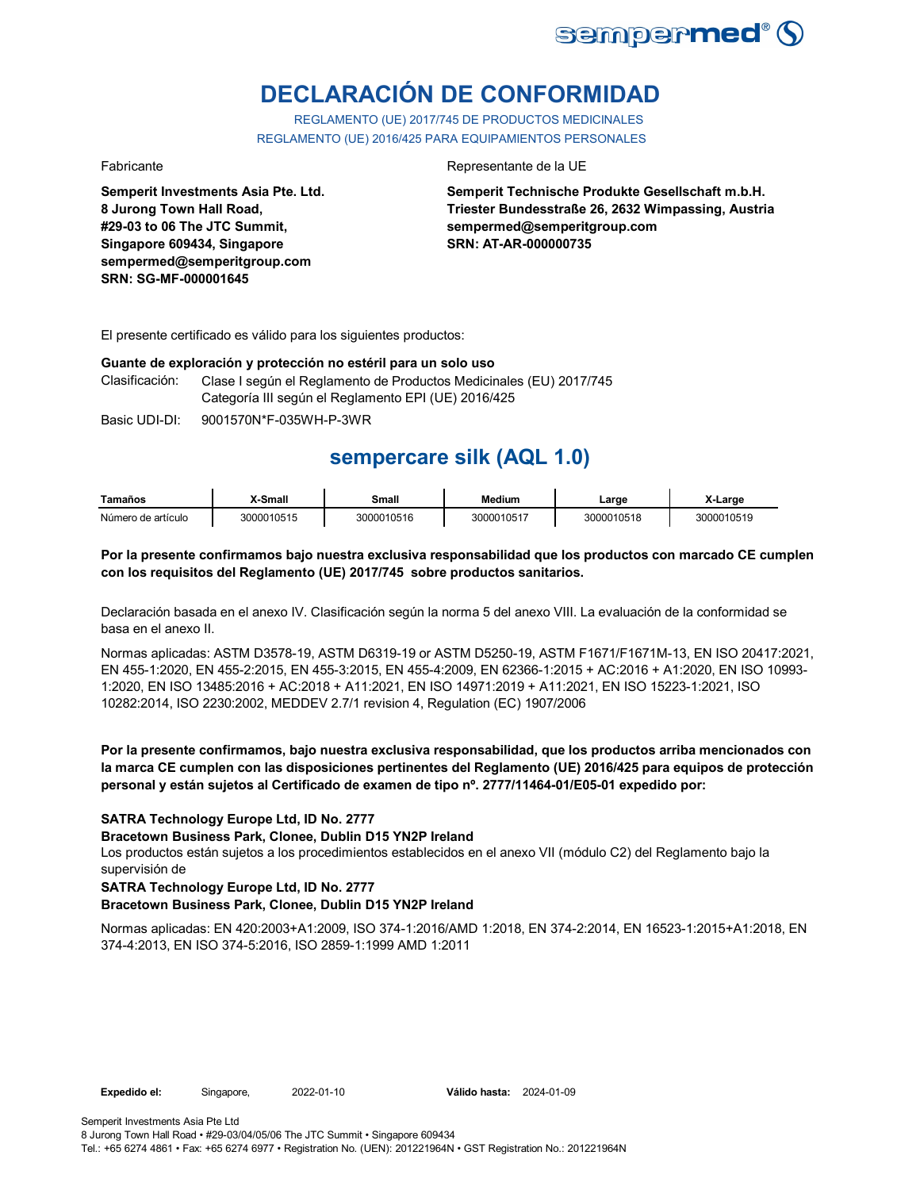# DECLARACIÓN DE CONFORMIDAD

REGLAMENTO (UE) 2017/745 DE PRODUCTOS MEDICINALES
REGLAMENTO (UE) 2016/425 PARA EQUIPAMIENTOS PERSONALES

Fabricante

**Semperit Investments Asia Pte. Ltd.**
**8 Jurong Town Hall Road,**
**#29-03 to 06 The JTC Summit,**
**Singapore 609434, Singapore**
**sempermed@semperitgroup.com**
**SRN: SG-MF-000001645**

Representante de la UE

**Semperit Technische Produkte Gesellschaft m.b.H.**
**Triester Bundesstraße 26, 2632 Wimpassing, Austria**
**sempermed@semperitgroup.com**
**SRN: AT-AR-000000735**

El presente certificado es válido para los siguientes productos:

**Guante de exploración y protección no estéril para un solo uso**

Clasificación: Clase I según el Reglamento de Productos Medicinales (EU) 2017/745
Categoría III según el Reglamento EPI (UE) 2016/425

Basic UDI-DI: 9001570N*F-035WH-P-3WR

## sempercare silk (AQL 1.0)

| Tamaños | X-Small | Small | Medium | Large | X-Large |
|---|---|---|---|---|---|
| Número de artículo | 3000010515 | 3000010516 | 3000010517 | 3000010518 | 3000010519 |

**Por la presente confirmamos bajo nuestra exclusiva responsabilidad que los productos con marcado CE cumplen con los requisitos del Reglamento (UE) 2017/745 sobre productos sanitarios.**

Declaración basada en el anexo IV. Clasificación según la norma 5 del anexo VIII. La evaluación de la conformidad se basa en el anexo II.

Normas aplicadas: ASTM D3578-19, ASTM D6319-19 or ASTM D5250-19, ASTM F1671/F1671M-13, EN ISO 20417:2021, EN 455-1:2020, EN 455-2:2015, EN 455-3:2015, EN 455-4:2009, EN 62366-1:2015 + AC:2016 + A1:2020, EN ISO 10993-1:2020, EN ISO 13485:2016 + AC:2018 + A11:2021, EN ISO 14971:2019 + A11:2021, EN ISO 15223-1:2021, ISO 10282:2014, ISO 2230:2002, MEDDEV 2.7/1 revision 4, Regulation (EC) 1907/2006

**Por la presente confirmamos, bajo nuestra exclusiva responsabilidad, que los productos arriba mencionados con la marca CE cumplen con las disposiciones pertinentes del Reglamento (UE) 2016/425 para equipos de protección personal y están sujetos al Certificado de examen de tipo nº. 2777/11464-01/E05-01 expedido por:**

**SATRA Technology Europe Ltd, ID No. 2777**
**Bracetown Business Park, Clonee, Dublin D15 YN2P Ireland**
Los productos están sujetos a los procedimientos establecidos en el anexo VII (módulo C2) del Reglamento bajo la supervisión de
**SATRA Technology Europe Ltd, ID No. 2777**
**Bracetown Business Park, Clonee, Dublin D15 YN2P Ireland**

Normas aplicadas: EN 420:2003+A1:2009, ISO 374-1:2016/AMD 1:2018, EN 374-2:2014, EN 16523-1:2015+A1:2018, EN 374-4:2013, EN ISO 374-5:2016, ISO 2859-1:1999 AMD 1:2011

**Expedido el:** Singapore, 2022-01-10 **Válido hasta:** 2024-01-09

Semperit Investments Asia Pte Ltd
8 Jurong Town Hall Road • #29-03/04/05/06 The JTC Summit • Singapore 609434
Tel.: +65 6274 4861 • Fax: +65 6274 6977 • Registration No. (UEN): 201221964N • GST Registration No.: 201221964N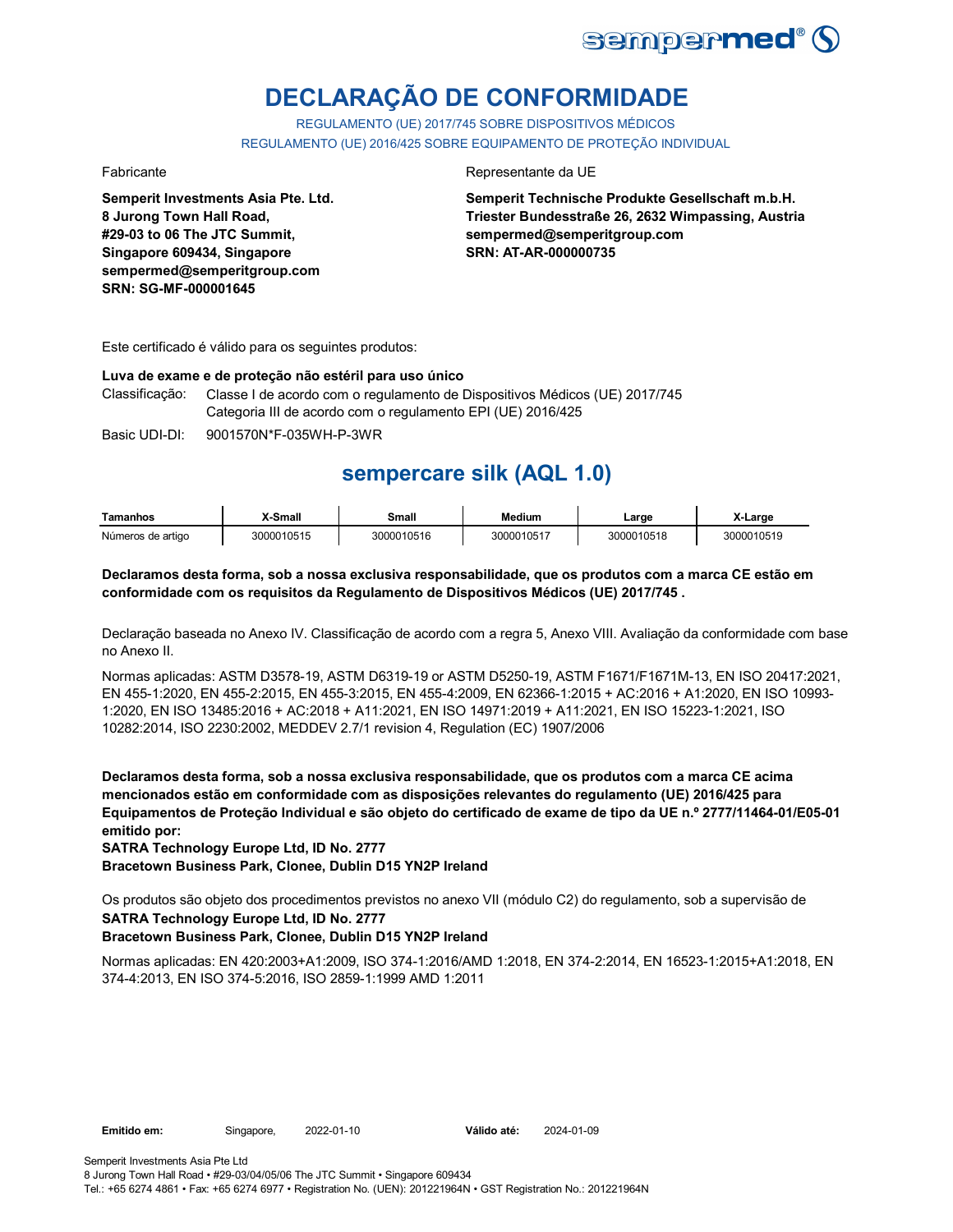# DECLARAÇÃO DE CONFORMIDADE

REGULAMENTO (UE) 2017/745 SOBRE DISPOSITIVOS MÉDICOS
REGULAMENTO (UE) 2016/425 SOBRE EQUIPAMENTO DE PROTEÇÃO INDIVIDUAL

Fabricante

**Semperit Investments Asia Pte. Ltd.**
**8 Jurong Town Hall Road,**
**#29-03 to 06 The JTC Summit,**
**Singapore 609434, Singapore**
**sempermed@semperitgroup.com**
**SRN: SG-MF-000001645**

Representante da UE

**Semperit Technische Produkte Gesellschaft m.b.H.**
**Triester Bundesstraße 26, 2632 Wimpassing, Austria**
**sempermed@semperitgroup.com**
**SRN: AT-AR-000000735**

Este certificado é válido para os seguintes produtos:

**Luva de exame e de proteção não estéril para uso único**

Classificação: Classe I de acordo com o regulamento de Dispositivos Médicos (UE) 2017/745
Categoria III de acordo com o regulamento EPI (UE) 2016/425

Basic UDI-DI: 9001570N*F-035WH-P-3WR

## sempercare silk (AQL 1.0)

| Tamanhos | X-Small | Small | Medium | Large | X-Large |
|---|---|---|---|---|---|
| Números de artigo | 3000010515 | 3000010516 | 3000010517 | 3000010518 | 3000010519 |

**Declaramos desta forma, sob a nossa exclusiva responsabilidade, que os produtos com a marca CE estão em conformidade com os requisitos da Regulamento de Dispositivos Médicos (UE) 2017/745 .**

Declaração baseada no Anexo IV. Classificação de acordo com a regra 5, Anexo VIII. Avaliação da conformidade com base no Anexo II.

Normas aplicadas: ASTM D3578-19, ASTM D6319-19 or ASTM D5250-19, ASTM F1671/F1671M-13, EN ISO 20417:2021, EN 455-1:2020, EN 455-2:2015, EN 455-3:2015, EN 455-4:2009, EN 62366-1:2015 + AC:2016 + A1:2020, EN ISO 10993-1:2020, EN ISO 13485:2016 + AC:2018 + A11:2021, EN ISO 14971:2019 + A11:2021, EN ISO 15223-1:2021, ISO 10282:2014, ISO 2230:2002, MEDDEV 2.7/1 revision 4, Regulation (EC) 1907/2006

**Declaramos desta forma, sob a nossa exclusiva responsabilidade, que os produtos com a marca CE acima mencionados estão em conformidade com as disposições relevantes do regulamento (UE) 2016/425 para Equipamentos de Proteção Individual e são objeto do certificado de exame de tipo da UE n.º 2777/11464-01/E05-01 emitido por:**
**SATRA Technology Europe Ltd, ID No. 2777**
**Bracetown Business Park, Clonee, Dublin D15 YN2P Ireland**

Os produtos são objeto dos procedimentos previstos no anexo VII (módulo C2) do regulamento, sob a supervisão de
**SATRA Technology Europe Ltd, ID No. 2777**
**Bracetown Business Park, Clonee, Dublin D15 YN2P Ireland**

Normas aplicadas: EN 420:2003+A1:2009, ISO 374-1:2016/AMD 1:2018, EN 374-2:2014, EN 16523-1:2015+A1:2018, EN 374-4:2013, EN ISO 374-5:2016, ISO 2859-1:1999 AMD 1:2011

**Emitido em:** Singapore, 2022-01-10 **Válido até:** 2024-01-09

Semperit Investments Asia Pte Ltd
8 Jurong Town Hall Road • #29-03/04/05/06 The JTC Summit • Singapore 609434
Tel.: +65 6274 4861 • Fax: +65 6274 6977 • Registration No. (UEN): 201221964N • GST Registration No.: 201221964N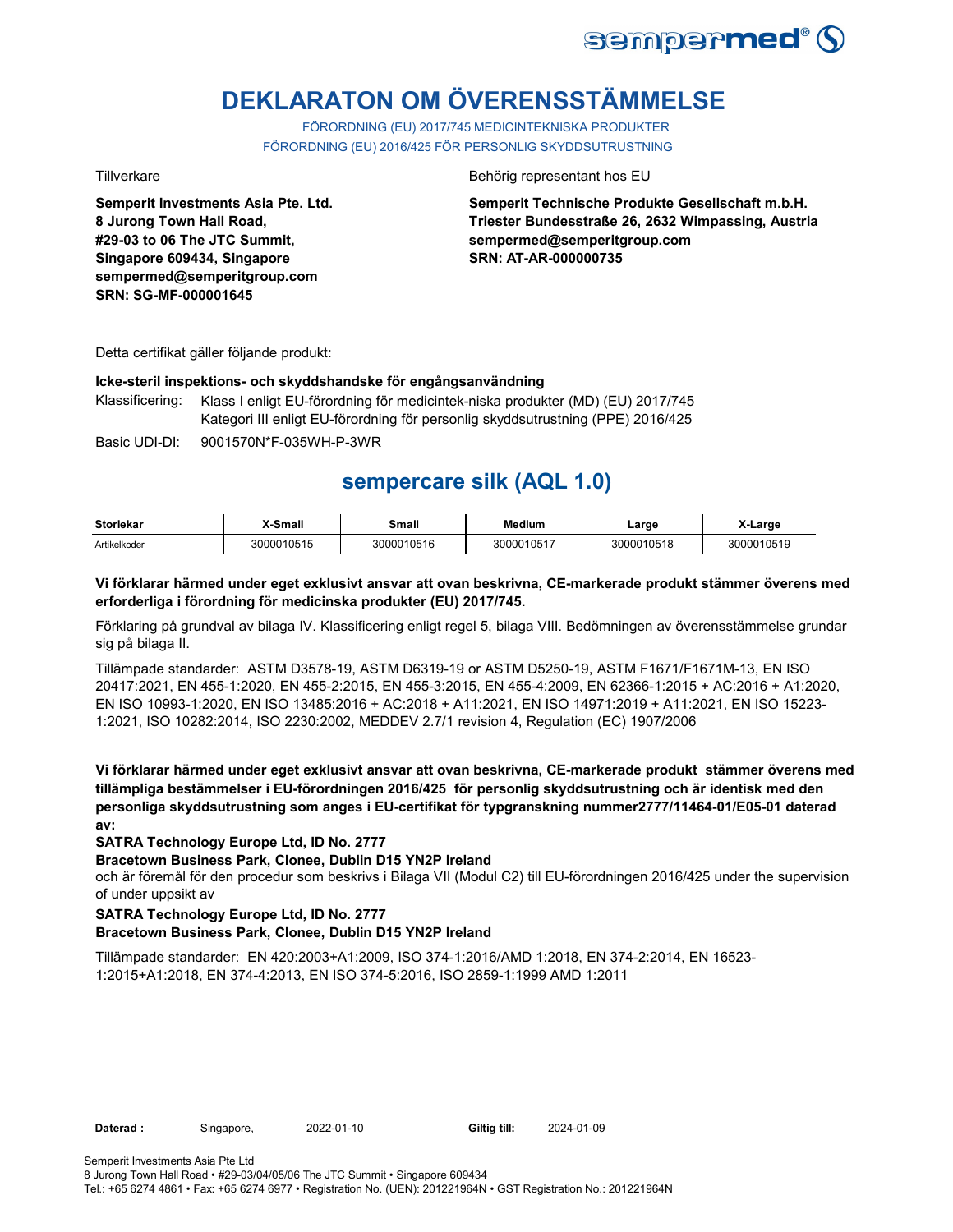# DEKLARATON OM ÖVERENSSTÄMMELSE

FÖRORDNING (EU) 2017/745 MEDICINTEKNISKA PRODUKTER
FÖRORDNING (EU) 2016/425 FÖR PERSONLIG SKYDDSUTRUSTNING

Tillverkare

**Semperit Investments Asia Pte. Ltd.
8 Jurong Town Hall Road,
#29-03 to 06 The JTC Summit,
Singapore 609434, Singapore
sempermed@semperitgroup.com
SRN: SG-MF-000001645**

Behörig representant hos EU

**Semperit Technische Produkte Gesellschaft m.b.H.
Triester Bundesstraße 26, 2632 Wimpassing, Austria
sempermed@semperitgroup.com
SRN: AT-AR-000000735**

Detta certifikat gäller följande produkt:

**Icke-steril inspektions- och skyddshandske för engångsanvändning**

Klassificering: Klass I enligt EU-förordning för medicintek-niska produkter (MD) (EU) 2017/745
Kategori III enligt EU-förordning för personlig skyddsutrustning (PPE) 2016/425

Basic UDI-DI: 9001570N*F-035WH-P-3WR

## sempercare silk (AQL 1.0)

| Storlekar | X-Small | Small | Medium | Large | X-Large |
|---|---|---|---|---|---|
| Artikelkoder | 3000010515 | 3000010516 | 3000010517 | 3000010518 | 3000010519 |

**Vi förklarar härmed under eget exklusivt ansvar att ovan beskrivna, CE-markerade produkt stämmer överens med erforderliga i förordning för medicinska produkter (EU) 2017/745.**

Förklaring på grundval av bilaga IV. Klassificering enligt regel 5, bilaga VIII. Bedömningen av överensstämmelse grundar sig på bilaga II.

Tillämpade standarder: ASTM D3578-19, ASTM D6319-19 or ASTM D5250-19, ASTM F1671/F1671M-13, EN ISO 20417:2021, EN 455-1:2020, EN 455-2:2015, EN 455-3:2015, EN 455-4:2009, EN 62366-1:2015 + AC:2016 + A1:2020, EN ISO 10993-1:2020, EN ISO 13485:2016 + AC:2018 + A11:2021, EN ISO 14971:2019 + A11:2021, EN ISO 15223-1:2021, ISO 10282:2014, ISO 2230:2002, MEDDEV 2.7/1 revision 4, Regulation (EC) 1907/2006

**Vi förklarar härmed under eget exklusivt ansvar att ovan beskrivna, CE-markerade produkt stämmer överens med tillämpliga bestämmelser i EU-förordningen 2016/425 för personlig skyddsutrustning och är identisk med den personliga skyddsutrustning som anges i EU-certifikat för typgranskning nummer2777/11464-01/E05-01 daterad av:**

**SATRA Technology Europe Ltd, ID No. 2777
Bracetown Business Park, Clonee, Dublin D15 YN2P Ireland**

och är föremål för den procedur som beskrivs i Bilaga VII (Modul C2) till EU-förordningen 2016/425 under the supervision of under uppsikt av

**SATRA Technology Europe Ltd, ID No. 2777
Bracetown Business Park, Clonee, Dublin D15 YN2P Ireland**

Tillämpade standarder: EN 420:2003+A1:2009, ISO 374-1:2016/AMD 1:2018, EN 374-2:2014, EN 16523-1:2015+A1:2018, EN 374-4:2013, EN ISO 374-5:2016, ISO 2859-1:1999 AMD 1:2011

**Daterad :** Singapore, 2022-01-10 **Giltig till:** 2024-01-09

Semperit Investments Asia Pte Ltd
8 Jurong Town Hall Road • #29-03/04/05/06 The JTC Summit • Singapore 609434
Tel.: +65 6274 4861 • Fax: +65 6274 6977 • Registration No. (UEN): 201221964N • GST Registration No.: 201221964N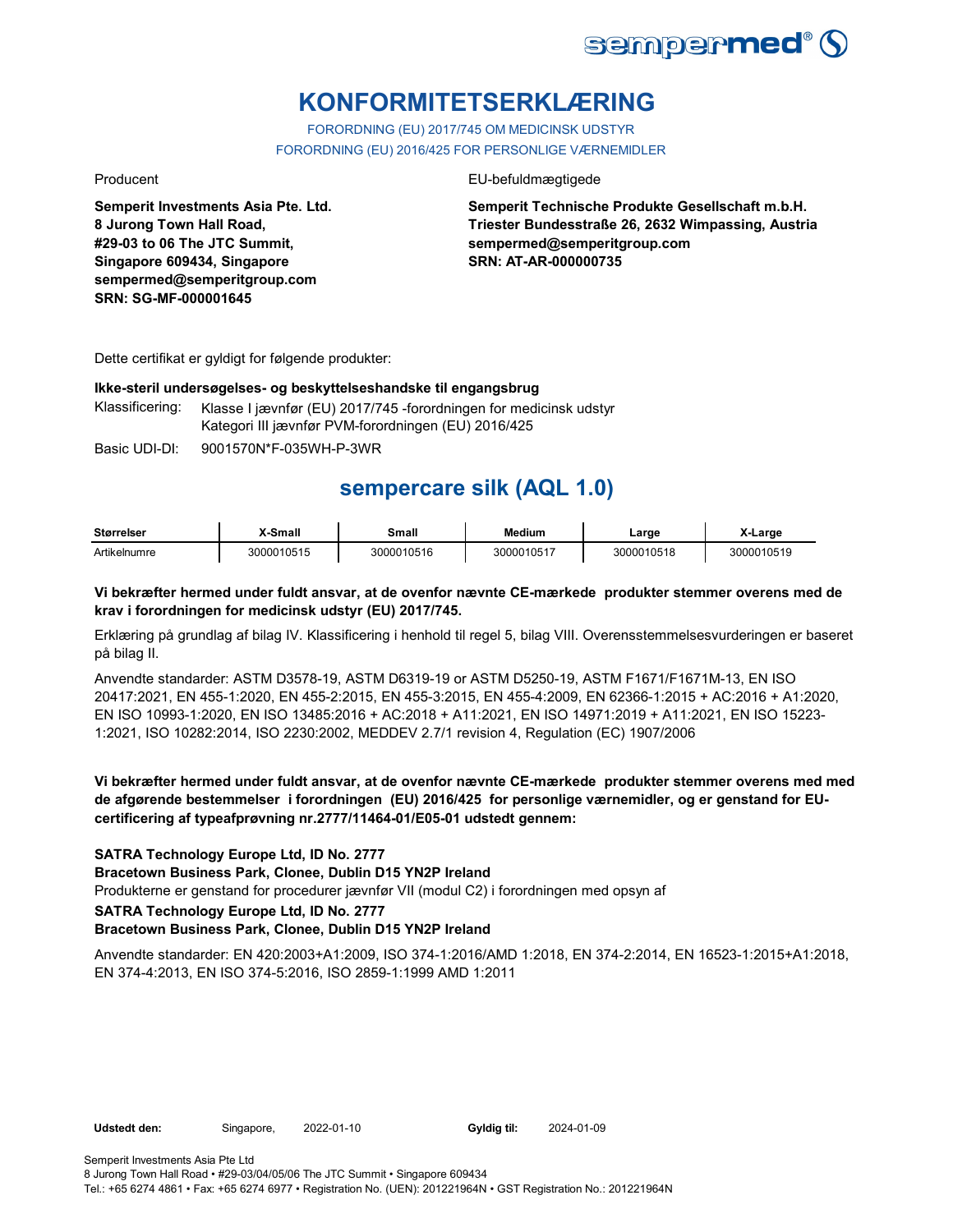# KONFORMITETSERKLÆRING

FORORDNING (EU) 2017/745 OM MEDICINSK UDSTYR
FORORDNING (EU) 2016/425 FOR PERSONLIGE VÆRNEMIDLER

Producent

**Semperit Investments Asia Pte. Ltd.**
**8 Jurong Town Hall Road,**
**#29-03 to 06 The JTC Summit,**
**Singapore 609434, Singapore**
**sempermed@semperitgroup.com**
**SRN: SG-MF-000001645**

EU-befuldmægtigede

**Semperit Technische Produkte Gesellschaft m.b.H.**
**Triester Bundesstraße 26, 2632 Wimpassing, Austria**
**sempermed@semperitgroup.com**
**SRN: AT-AR-000000735**

Dette certifikat er gyldigt for følgende produkter:

**Ikke-steril undersøgelses- og beskyttelseshandske til engangsbrug**

Klassificering: Klasse I jævnfør (EU) 2017/745 -forordningen for medicinsk udstyr
Kategori III jævnfør PVM-forordningen (EU) 2016/425

Basic UDI-DI: 9001570N*F-035WH-P-3WR

## sempercare silk (AQL 1.0)

| Størrelser | X-Small | Small | Medium | Large | X-Large |
|---|---|---|---|---|---|
| Artikelnumre | 3000010515 | 3000010516 | 3000010517 | 3000010518 | 3000010519 |

**Vi bekræfter hermed under fuldt ansvar, at de ovenfor nævnte CE-mærkede produkter stemmer overens med de krav i forordningen for medicinsk udstyr (EU) 2017/745.**

Erklæring på grundlag af bilag IV. Klassificering i henhold til regel 5, bilag VIII. Overensstemmelsesvurderingen er baseret på bilag II.

Anvendte standarder: ASTM D3578-19, ASTM D6319-19 or ASTM D5250-19, ASTM F1671/F1671M-13, EN ISO 20417:2021, EN 455-1:2020, EN 455-2:2015, EN 455-3:2015, EN 455-4:2009, EN 62366-1:2015 + AC:2016 + A1:2020, EN ISO 10993-1:2020, EN ISO 13485:2016 + AC:2018 + A11:2021, EN ISO 14971:2019 + A11:2021, EN ISO 15223-1:2021, ISO 10282:2014, ISO 2230:2002, MEDDEV 2.7/1 revision 4, Regulation (EC) 1907/2006

**Vi bekræfter hermed under fuldt ansvar, at de ovenfor nævnte CE-mærkede produkter stemmer overens med med de afgørende bestemmelser i forordningen (EU) 2016/425 for personlige værnemidler, og er genstand for EU-certificering af typeafprøvning nr.2777/11464-01/E05-01 udstedt gennem:**

**SATRA Technology Europe Ltd, ID No. 2777**
**Bracetown Business Park, Clonee, Dublin D15 YN2P Ireland**
Produkterne er genstand for procedurer jævnfør VII (modul C2) i forordningen med opsyn af
**SATRA Technology Europe Ltd, ID No. 2777**
**Bracetown Business Park, Clonee, Dublin D15 YN2P Ireland**

Anvendte standarder: EN 420:2003+A1:2009, ISO 374-1:2016/AMD 1:2018, EN 374-2:2014, EN 16523-1:2015+A1:2018, EN 374-4:2013, EN ISO 374-5:2016, ISO 2859-1:1999 AMD 1:2011

**Udstedt den:** Singapore, 2022-01-10 **Gyldig til:** 2024-01-09

Semperit Investments Asia Pte Ltd
8 Jurong Town Hall Road • #29-03/04/05/06 The JTC Summit • Singapore 609434
Tel.: +65 6274 4861 • Fax: +65 6274 6977 • Registration No. (UEN): 201221964N • GST Registration No.: 201221964N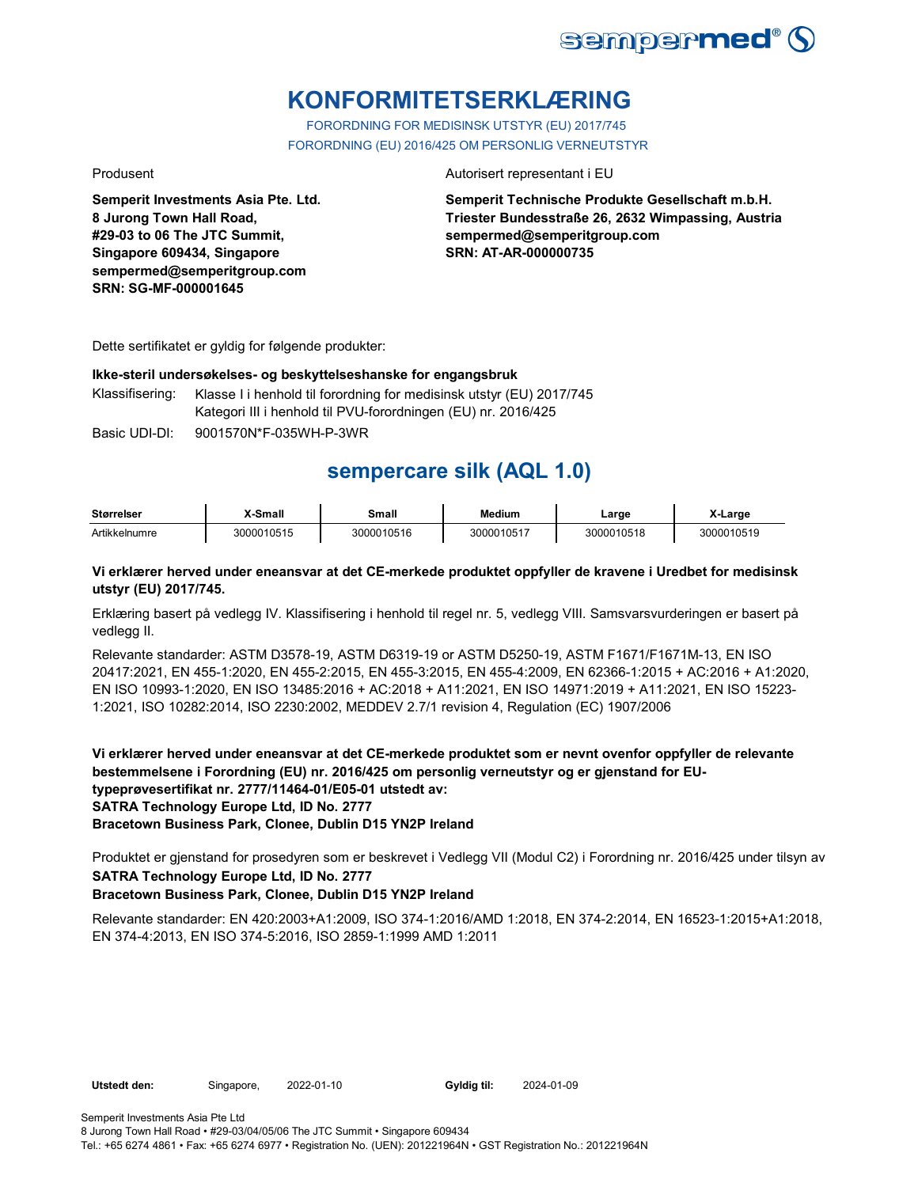# KONFORMITETSERKLÆRING

FORORDNING FOR MEDISINSK UTSTYR (EU) 2017/745

FORORDNING (EU) 2016/425 OM PERSONLIG VERNEUTSTYR

Produsent

**Semperit Investments Asia Pte. Ltd.**
**8 Jurong Town Hall Road,**
**#29-03 to 06 The JTC Summit,**
**Singapore 609434, Singapore**
**sempermed@semperitgroup.com**
**SRN: SG-MF-000001645**

Autorisert representant i EU

**Semperit Technische Produkte Gesellschaft m.b.H.**
**Triester Bundesstraße 26, 2632 Wimpassing, Austria**
**sempermed@semperitgroup.com**
**SRN: AT-AR-000000735**

Dette sertifikatet er gyldig for følgende produkter:

**Ikke-steril undersøkelses- og beskyttelseshanske for engangsbruk**

Klassifisering: Klasse I i henhold til forordning for medisinsk utstyr (EU) 2017/745
Kategori III i henhold til PVU-forordningen (EU) nr. 2016/425

Basic UDI-DI: 9001570N*F-035WH-P-3WR

## sempercare silk (AQL 1.0)

| Størrelser | X-Small | Small | Medium | Large | X-Large |
|---|---|---|---|---|---|
| Artikkelnumre | 3000010515 | 3000010516 | 3000010517 | 3000010518 | 3000010519 |

**Vi erklærer herved under eneansvar at det CE-merkede produktet oppfyller de kravene i Uredbet for medisinsk utstyr (EU) 2017/745.**

Erklæring basert på vedlegg IV. Klassifisering i henhold til regel nr. 5, vedlegg VIII. Samsvarsvurderingen er basert på vedlegg II.

Relevante standarder: ASTM D3578-19, ASTM D6319-19 or ASTM D5250-19, ASTM F1671/F1671M-13, EN ISO 20417:2021, EN 455-1:2020, EN 455-2:2015, EN 455-3:2015, EN 455-4:2009, EN 62366-1:2015 + AC:2016 + A1:2020, EN ISO 10993-1:2020, EN ISO 13485:2016 + AC:2018 + A11:2021, EN ISO 14971:2019 + A11:2021, EN ISO 15223-1:2021, ISO 10282:2014, ISO 2230:2002, MEDDEV 2.7/1 revision 4, Regulation (EC) 1907/2006

**Vi erklærer herved under eneansvar at det CE-merkede produktet som er nevnt ovenfor oppfyller de relevante bestemmelsene i Forordning (EU) nr. 2016/425 om personlig verneutstyr og er gjenstand for EU-typeprøvesertifikat nr. 2777/11464-01/E05-01 utstedt av:**
**SATRA Technology Europe Ltd, ID No. 2777**
**Bracetown Business Park, Clonee, Dublin D15 YN2P Ireland**

Produktet er gjenstand for prosedyren som er beskrevet i Vedlegg VII (Modul C2) i Forordning nr. 2016/425 under tilsyn av
**SATRA Technology Europe Ltd, ID No. 2777**
**Bracetown Business Park, Clonee, Dublin D15 YN2P Ireland**

Relevante standarder: EN 420:2003+A1:2009, ISO 374-1:2016/AMD 1:2018, EN 374-2:2014, EN 16523-1:2015+A1:2018, EN 374-4:2013, EN ISO 374-5:2016, ISO 2859-1:1999 AMD 1:2011

**Utstedt den:** Singapore, 2022-01-10 **Gyldig til:** 2024-01-09

Semperit Investments Asia Pte Ltd
8 Jurong Town Hall Road • #29-03/04/05/06 The JTC Summit • Singapore 609434
Tel.: +65 6274 4861 • Fax: +65 6274 6977 • Registration No. (UEN): 201221964N • GST Registration No.: 201221964N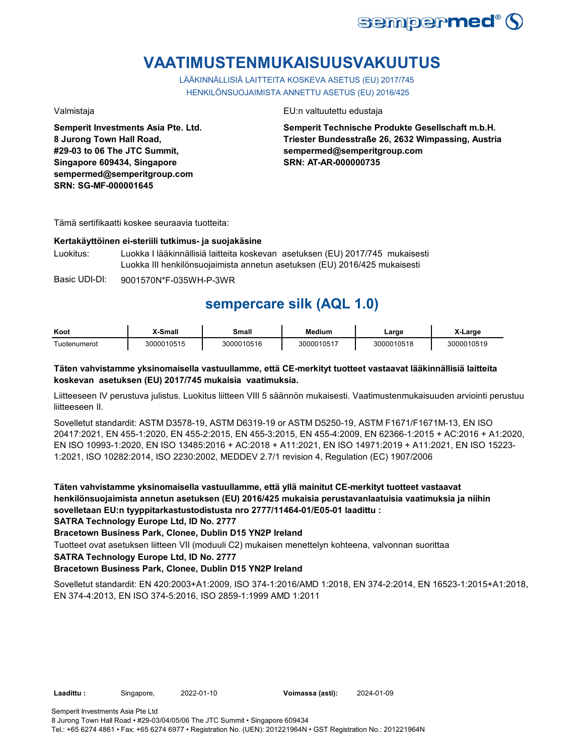# VAATIMUSTENMUKAISUUSVAKUUTUS

LÄÄKINNÄLLISIÄ LAITTEITA KOSKEVA ASETUS (EU) 2017/745
HENKILÖNSUOJAIMISTA ANNETTU ASETUS (EU) 2016/425

Valmistaja

**Semperit Investments Asia Pte. Ltd.**
**8 Jurong Town Hall Road,**
**#29-03 to 06 The JTC Summit,**
**Singapore 609434, Singapore**
**sempermed@semperitgroup.com**
**SRN: SG-MF-000001645**

EU:n valtuutettu edustaja

**Semperit Technische Produkte Gesellschaft m.b.H.**
**Triester Bundesstraße 26, 2632 Wimpassing, Austria**
**sempermed@semperitgroup.com**
**SRN: AT-AR-000000735**

Tämä sertifikaatti koskee seuraavia tuotteita:

**Kertakäyttöinen ei-steriili tutkimus- ja suojakäsine**

Luokitus: Luokka I lääkinnällisiä laitteita koskevan asetuksen (EU) 2017/745 mukaisesti
Luokka III henkilönsuojaimista annetun asetuksen (EU) 2016/425 mukaisesti

Basic UDI-DI: 9001570N*F-035WH-P-3WR

## sempercare silk (AQL 1.0)

| Koot | X-Small | Small | Medium | Large | X-Large |
|---|---|---|---|---|---|
| Tuotenumerot | 3000010515 | 3000010516 | 3000010517 | 3000010518 | 3000010519 |

**Täten vahvistamme yksinomaisella vastuullamme, että CE-merkityt tuotteet vastaavat lääkinnällisiä laitteita koskevan asetuksen (EU) 2017/745 mukaisia vaatimuksia.**

Liitteeseen IV perustuva julistus. Luokitus liitteen VIII 5 säännön mukaisesti. Vaatimustenmukaisuuden arviointi perustuu liitteeseen II.

Sovelletut standardit: ASTM D3578-19, ASTM D6319-19 or ASTM D5250-19, ASTM F1671/F1671M-13, EN ISO 20417:2021, EN 455-1:2020, EN 455-2:2015, EN 455-3:2015, EN 455-4:2009, EN 62366-1:2015 + AC:2016 + A1:2020, EN ISO 10993-1:2020, EN ISO 13485:2016 + AC:2018 + A11:2021, EN ISO 14971:2019 + A11:2021, EN ISO 15223-1:2021, ISO 10282:2014, ISO 2230:2002, MEDDEV 2.7/1 revision 4, Regulation (EC) 1907/2006

**Täten vahvistamme yksinomaisella vastuullamme, että yllä mainitut CE-merkityt tuotteet vastaavat henkilönsuojaimista annetun asetuksen (EU) 2016/425 mukaisia perustavanlaatuisia vaatimuksia ja niihin sovelletaan EU:n tyyppitarkastustodistusta nro 2777/11464-01/E05-01 laadittu :**
**SATRA Technology Europe Ltd, ID No. 2777**
**Bracetown Business Park, Clonee, Dublin D15 YN2P Ireland**

Tuotteet ovat asetuksen liitteen VII (moduuli C2) mukaisen menettelyn kohteena, valvonnan suorittaa
**SATRA Technology Europe Ltd, ID No. 2777**
**Bracetown Business Park, Clonee, Dublin D15 YN2P Ireland**

Sovelletut standardit: EN 420:2003+A1:2009, ISO 374-1:2016/AMD 1:2018, EN 374-2:2014, EN 16523-1:2015+A1:2018, EN 374-4:2013, EN ISO 374-5:2016, ISO 2859-1:1999 AMD 1:2011

**Laadittu :** Singapore, 2022-01-10 **Voimassa (asti):** 2024-01-09

Semperit Investments Asia Pte Ltd
8 Jurong Town Hall Road • #29-03/04/05/06 The JTC Summit • Singapore 609434
Tel.: +65 6274 4861 • Fax: +65 6274 6977 • Registration No. (UEN): 201221964N • GST Registration No.: 201221964N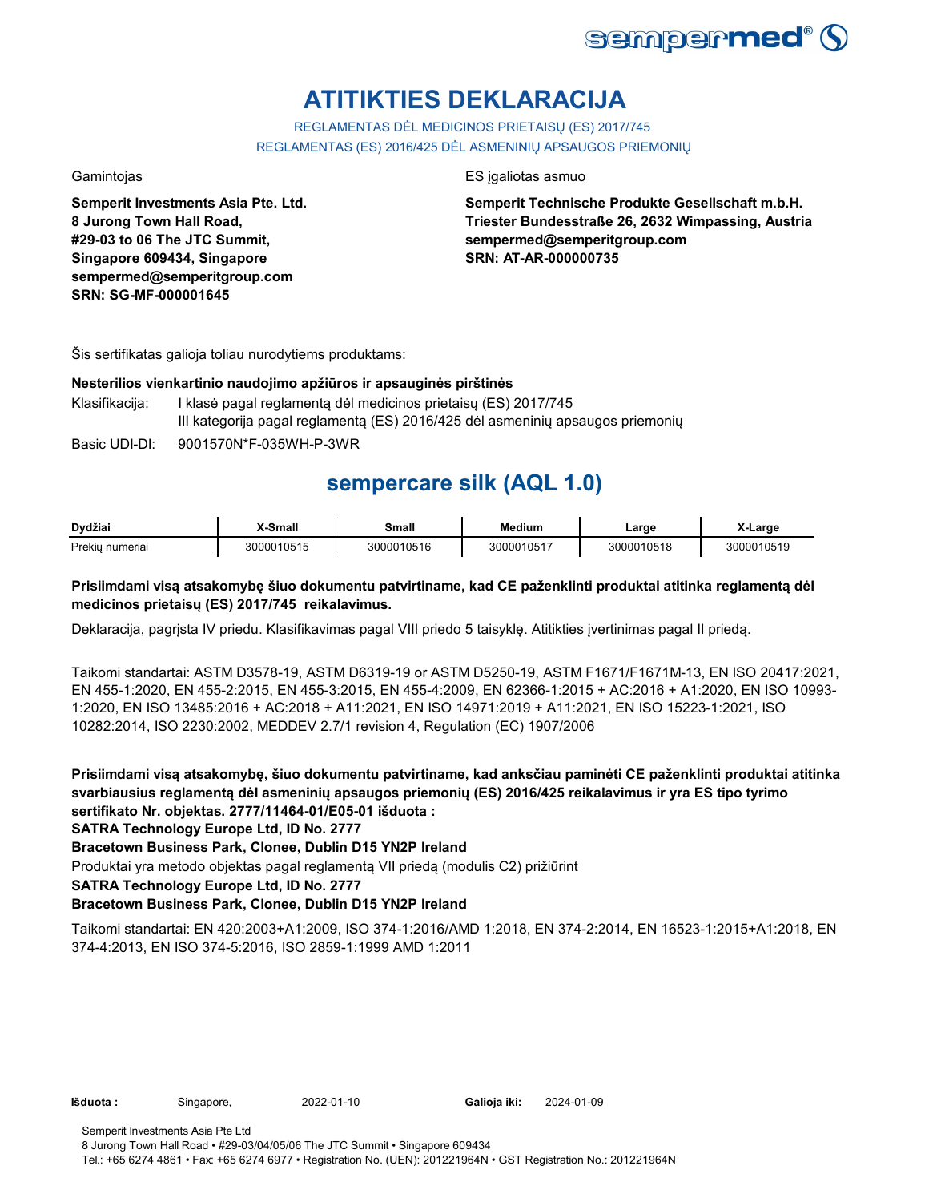# ATITIKTIES DEKLARACIJA

REGLAMENTAS DĖL MEDICINOS PRIETAISŲ (ES) 2017/745
REGLAMENTAS (ES) 2016/425 DĖL ASMENINIŲ APSAUGOS PRIEMONIŲ

Gamintojas

**Semperit Investments Asia Pte. Ltd.**
**8 Jurong Town Hall Road,**
**#29-03 to 06 The JTC Summit,**
**Singapore 609434, Singapore**
**sempermed@semperitgroup.com**
**SRN: SG-MF-000001645**

ES įgaliotas asmuo

**Semperit Technische Produkte Gesellschaft m.b.H.**
**Triester Bundesstraße 26, 2632 Wimpassing, Austria**
**sempermed@semperitgroup.com**
**SRN: AT-AR-000000735**

Šis sertifikatas galioja toliau nurodytiems produktams:

**Nesterilios vienkartinio naudojimo apžiūros ir apsauginės pirštinės**

Klasifikacija: I klasė pagal reglamentą dėl medicinos prietaisų (ES) 2017/745
III kategorija pagal reglamentą (ES) 2016/425 dėl asmeninių apsaugos priemonių

Basic UDI-DI: 9001570N*F-035WH-P-3WR

## sempercare silk (AQL 1.0)

| Dydžiai | X-Small | Small | Medium | Large | X-Large |
|---|---|---|---|---|---|
| Prekių numeriai | 3000010515 | 3000010516 | 3000010517 | 3000010518 | 3000010519 |

**Prisiimdami visą atsakomybę šiuo dokumentu patvirtiname, kad CE paženklinti produktai atitinka reglamentą dėl medicinos prietaisų (ES) 2017/745 reikalavimus.**

Deklaracija, pagrįsta IV priedu. Klasifikavimas pagal VIII priedo 5 taisyklę. Atitikties įvertinimas pagal II priedą.

Taikomi standartai: ASTM D3578-19, ASTM D6319-19 or ASTM D5250-19, ASTM F1671/F1671M-13, EN ISO 20417:2021, EN 455-1:2020, EN 455-2:2015, EN 455-3:2015, EN 455-4:2009, EN 62366-1:2015 + AC:2016 + A1:2020, EN ISO 10993-1:2020, EN ISO 13485:2016 + AC:2018 + A11:2021, EN ISO 14971:2019 + A11:2021, EN ISO 15223-1:2021, ISO 10282:2014, ISO 2230:2002, MEDDEV 2.7/1 revision 4, Regulation (EC) 1907/2006

**Prisiimdami visą atsakomybę, šiuo dokumentu patvirtiname, kad anksčiau paminėti CE paženklinti produktai atitinka svarbiausius reglamentą dėl asmeninių apsaugos priemonių (ES) 2016/425 reikalavimus ir yra ES tipo tyrimo sertifikato Nr. objektas. 2777/11464-01/E05-01 išduota :**
**SATRA Technology Europe Ltd, ID No. 2777**
**Bracetown Business Park, Clonee, Dublin D15 YN2P Ireland**
Produktai yra metodo objektas pagal reglamentą VII priedą (modulis C2) prižiūrint
**SATRA Technology Europe Ltd, ID No. 2777**
**Bracetown Business Park, Clonee, Dublin D15 YN2P Ireland**

Taikomi standartai: EN 420:2003+A1:2009, ISO 374-1:2016/AMD 1:2018, EN 374-2:2014, EN 16523-1:2015+A1:2018, EN 374-4:2013, EN ISO 374-5:2016, ISO 2859-1:1999 AMD 1:2011

**Išduota :** Singapore, 2022-01-10 **Galioja iki:** 2024-01-09

Semperit Investments Asia Pte Ltd
8 Jurong Town Hall Road • #29-03/04/05/06 The JTC Summit • Singapore 609434
Tel.: +65 6274 4861 • Fax: +65 6274 6977 • Registration No. (UEN): 201221964N • GST Registration No.: 201221964N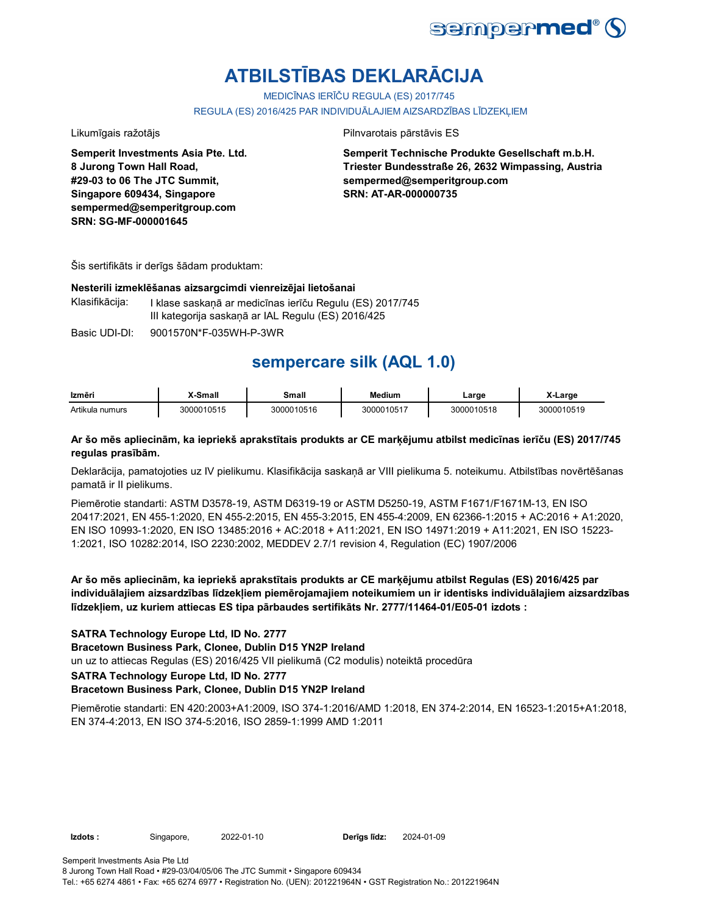# ATBILSTĪBAS DEKLARĀCIJA

MEDICĪNAS IERĪČU REGULA (ES) 2017/745

REGULA (ES) 2016/425 PAR INDIVIDUĀLAJIEM AIZSARDZĪBAS LĪDZEKĻIEM

Likumīgais ražotājs

**Semperit Investments Asia Pte. Ltd.**
**8 Jurong Town Hall Road,**
**#29-03 to 06 The JTC Summit,**
**Singapore 609434, Singapore**
**sempermed@semperitgroup.com**
**SRN: SG-MF-000001645**

Pilnvarotais pārstāvis ES

**Semperit Technische Produkte Gesellschaft m.b.H.**
**Triester Bundesstraße 26, 2632 Wimpassing, Austria**
**sempermed@semperitgroup.com**
**SRN: AT-AR-000000735**

Šis sertifikāts ir derīgs šādam produktam:

**Nesterili izmeklēšanas aizsargcimdi vienreizējai lietošanai**

Klasifikācija: I klase saskaņā ar medicīnas ierīču Regulu (ES) 2017/745
III kategorija saskaņā ar IAL Regulu (ES) 2016/425

Basic UDI-DI: 9001570N*F-035WH-P-3WR

## sempercare silk (AQL 1.0)

| Izmēri | X-Small | Small | Medium | Large | X-Large |
|---|---|---|---|---|---|
| Artikula numurs | 3000010515 | 3000010516 | 3000010517 | 3000010518 | 3000010519 |

**Ar šo mēs apliecinām, ka iepriekš aprakstītais produkts ar CE marķējumu atbilst medicīnas ierīču (ES) 2017/745 regulas prasībām.**

Deklarācija, pamatojoties uz IV pielikumu. Klasifikācija saskaņā ar VIII pielikuma 5. noteikumu. Atbilstības novērtēšanas pamatā ir II pielikums.

Piemērotie standarti: ASTM D3578-19, ASTM D6319-19 or ASTM D5250-19, ASTM F1671/F1671M-13, EN ISO 20417:2021, EN 455-1:2020, EN 455-2:2015, EN 455-3:2015, EN 455-4:2009, EN 62366-1:2015 + AC:2016 + A1:2020, EN ISO 10993-1:2020, EN ISO 13485:2016 + AC:2018 + A11:2021, EN ISO 14971:2019 + A11:2021, EN ISO 15223-1:2021, ISO 10282:2014, ISO 2230:2002, MEDDEV 2.7/1 revision 4, Regulation (EC) 1907/2006

**Ar šo mēs apliecinām, ka iepriekš aprakstītais produkts ar CE marķējumu atbilst Regulas (ES) 2016/425 par individuālajiem aizsardzības līdzekļiem piemērojamajiem noteikumiem un ir identisks individuālajiem aizsardzības līdzekļiem, uz kuriem attiecas ES tipa pārbaudes sertifikāts Nr. 2777/11464-01/E05-01 izdots :**

**SATRA Technology Europe Ltd, ID No. 2777**
**Bracetown Business Park, Clonee, Dublin D15 YN2P Ireland**
un uz to attiecas Regulas (ES) 2016/425 VII pielikumā (C2 modulis) noteiktā procedūra
**SATRA Technology Europe Ltd, ID No. 2777**
**Bracetown Business Park, Clonee, Dublin D15 YN2P Ireland**

Piemērotie standarti: EN 420:2003+A1:2009, ISO 374-1:2016/AMD 1:2018, EN 374-2:2014, EN 16523-1:2015+A1:2018, EN 374-4:2013, EN ISO 374-5:2016, ISO 2859-1:1999 AMD 1:2011

**Izdots :** Singapore, 2022-01-10 **Derīgs līdz:** 2024-01-09

Semperit Investments Asia Pte Ltd
8 Jurong Town Hall Road • #29-03/04/05/06 The JTC Summit • Singapore 609434
Tel.: +65 6274 4861 • Fax: +65 6274 6977 • Registration No. (UEN): 201221964N • GST Registration No.: 201221964N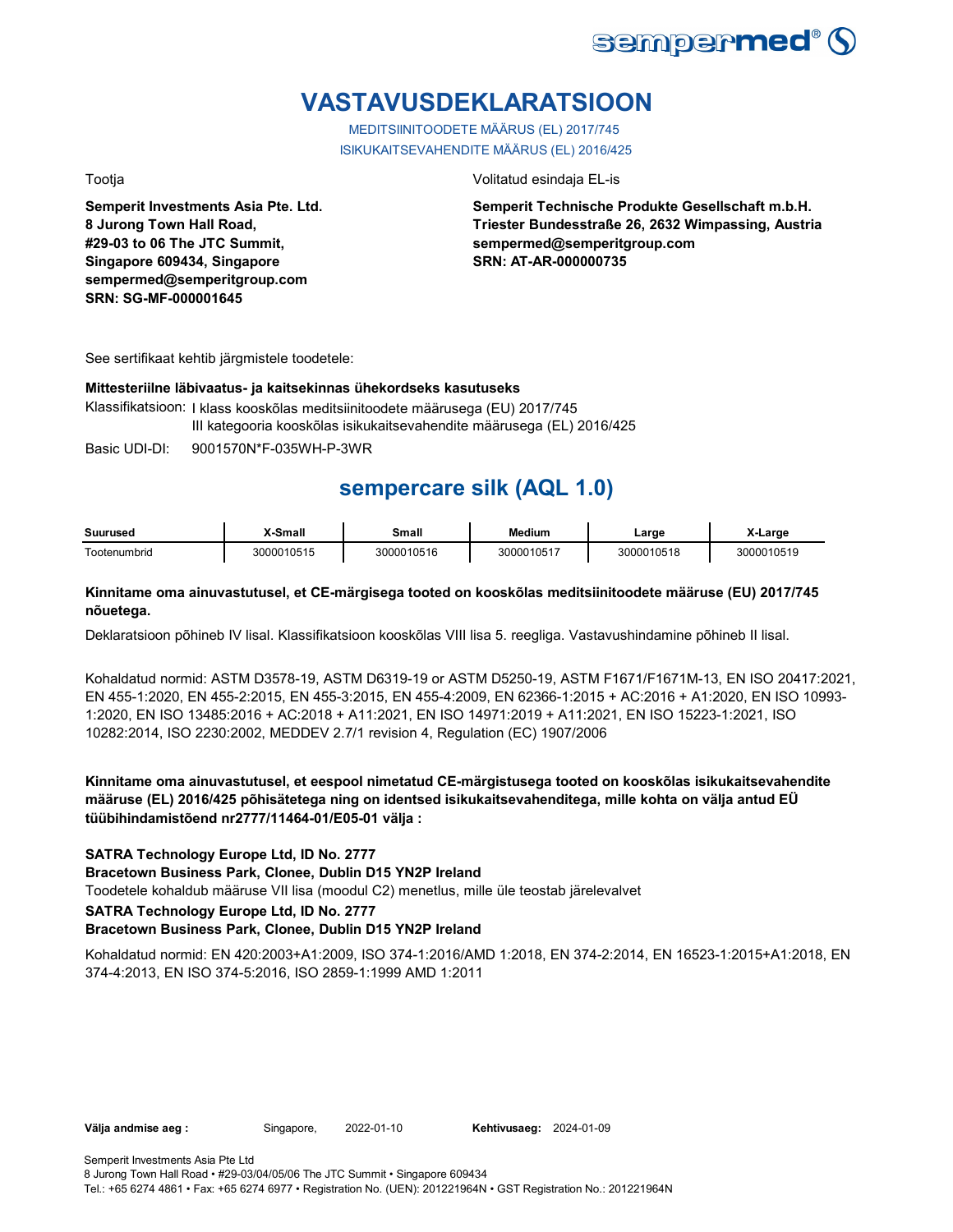# VASTAVUSDEKLARATSIOON

MEDITSIINITOODETE MÄÄRUS (EL) 2017/745
ISIKUKAITSEVAHENDITE MÄÄRUS (EL) 2016/425

Tootja

**Semperit Investments Asia Pte. Ltd.**
**8 Jurong Town Hall Road,**
**#29-03 to 06 The JTC Summit,**
**Singapore 609434, Singapore**
**sempermed@semperitgroup.com**
**SRN: SG-MF-000001645**

Volitatud esindaja EL-is

**Semperit Technische Produkte Gesellschaft m.b.H.**
**Triester Bundesstraße 26, 2632 Wimpassing, Austria**
**sempermed@semperitgroup.com**
**SRN: AT-AR-000000735**

See sertifikaat kehtib järgmistele toodetele:

**Mittesteriilne läbivaatus- ja kaitsekinnas ühekordseks kasutuseks**

Klassifikatsioon: I klass kooskõlas meditsiinitoodete määrusega (EU) 2017/745
III kategooria kooskõlas isikukaitsevahendite määrusega (EL) 2016/425

Basic UDI-DI: 9001570N*F-035WH-P-3WR

## sempercare silk (AQL 1.0)

| Suurused | X-Small | Small | Medium | Large | X-Large |
|---|---|---|---|---|---|
| Tootenumbrid | 3000010515 | 3000010516 | 3000010517 | 3000010518 | 3000010519 |

**Kinnitame oma ainuvastutusel, et CE-märgisega tooted on kooskõlas meditsiinitoodete määruse (EU) 2017/745 nõuetega.**

Deklaratsioon põhineb IV lisal. Klassifikatsioon kooskõlas VIII lisa 5. reegliga. Vastavushindamine põhineb II lisal.

Kohaldatud normid: ASTM D3578-19, ASTM D6319-19 or ASTM D5250-19, ASTM F1671/F1671M-13, EN ISO 20417:2021, EN 455-1:2020, EN 455-2:2015, EN 455-3:2015, EN 455-4:2009, EN 62366-1:2015 + AC:2016 + A1:2020, EN ISO 10993-1:2020, EN ISO 13485:2016 + AC:2018 + A11:2021, EN ISO 14971:2019 + A11:2021, EN ISO 15223-1:2021, ISO 10282:2014, ISO 2230:2002, MEDDEV 2.7/1 revision 4, Regulation (EC) 1907/2006

**Kinnitame oma ainuvastutusel, et eespool nimetatud CE-märgistusega tooted on kooskõlas isikukaitsevahendite määruse (EL) 2016/425 põhisätetega ning on identsed isikukaitsevahenditega, mille kohta on välja antud EÜ tüübihindamistõend nr2777/11464-01/E05-01 välja :**

**SATRA Technology Europe Ltd, ID No. 2777**
**Bracetown Business Park, Clonee, Dublin D15 YN2P Ireland**
Toodetele kohaldub määruse VII lisa (moodul C2) menetlus, mille üle teostab järelevalvet
**SATRA Technology Europe Ltd, ID No. 2777**
**Bracetown Business Park, Clonee, Dublin D15 YN2P Ireland**

Kohaldatud normid: EN 420:2003+A1:2009, ISO 374-1:2016/AMD 1:2018, EN 374-2:2014, EN 16523-1:2015+A1:2018, EN 374-4:2013, EN ISO 374-5:2016, ISO 2859-1:1999 AMD 1:2011

**Välja andmise aeg :** Singapore, 2022-01-10 **Kehtivusaeg:** 2024-01-09

Semperit Investments Asia Pte Ltd
8 Jurong Town Hall Road • #29-03/04/05/06 The JTC Summit • Singapore 609434
Tel.: +65 6274 4861 • Fax: +65 6274 6977 • Registration No. (UEN): 201221964N • GST Registration No.: 201221964N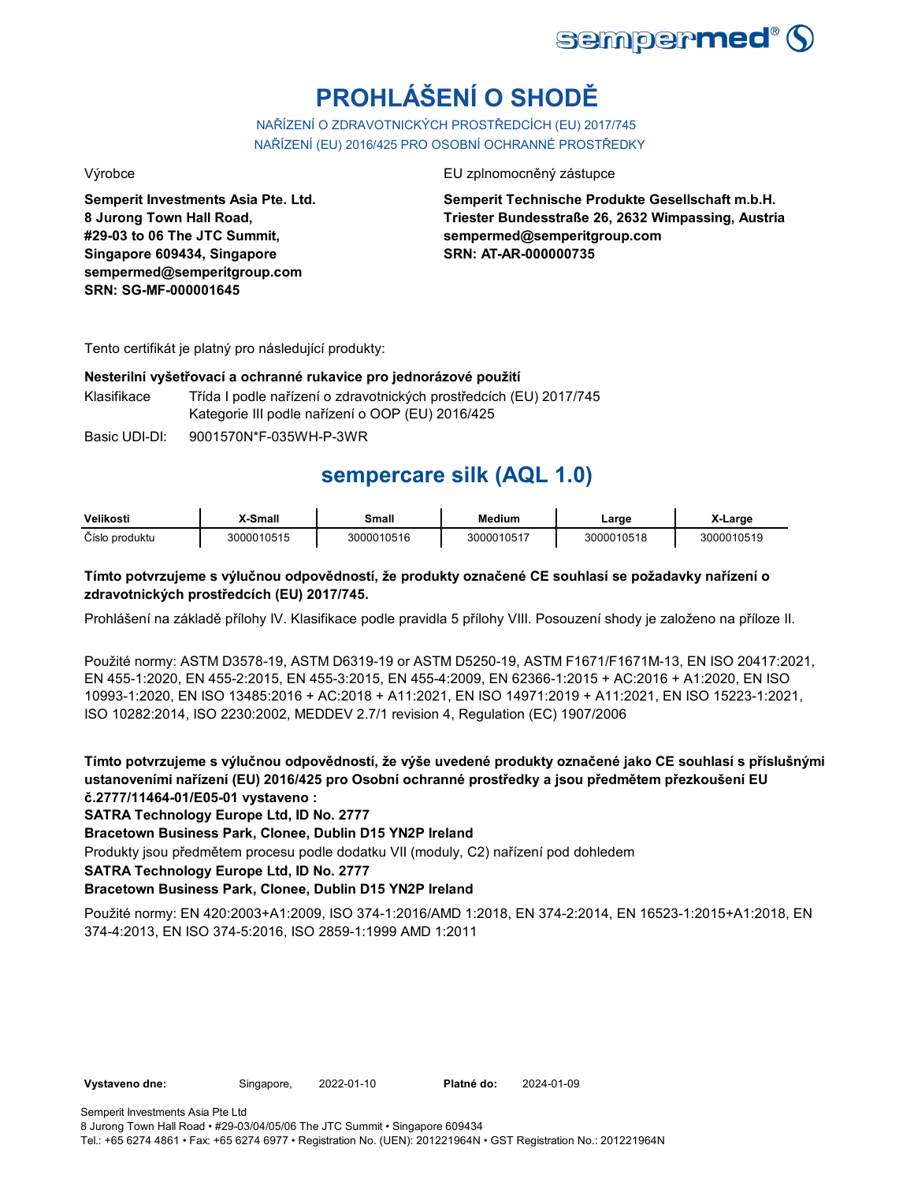# PROHLÁŠENÍ O SHODĚ

NAŘÍZENÍ O ZDRAVOTNICKÝCH PROSTŘEDCÍCH (EU) 2017/745
NAŘÍZENÍ (EU) 2016/425 PRO OSOBNÍ OCHRANNÉ PROSTŘEDKY

Výrobce

**Semperit Investments Asia Pte. Ltd.**
**8 Jurong Town Hall Road,**
**#29-03 to 06 The JTC Summit,**
**Singapore 609434, Singapore**
**sempermed@semperitgroup.com**
**SRN: SG-MF-000001645**

EU zplnomocněný zástupce

**Semperit Technische Produkte Gesellschaft m.b.H.**
**Triester Bundesstraße 26, 2632 Wimpassing, Austria**
**sempermed@semperitgroup.com**
**SRN: AT-AR-000000735**

Tento certifikát je platný pro následující produkty:

**Nesterilní vyšetřovací a ochranné rukavice pro jednorázové použití**

Klasifikace: Třída I podle nařízení o zdravotnických prostředcích (EU) 2017/745
Kategorie III podle nařízení o OOP (EU) 2016/425

Basic UDI-DI: 9001570N*F-035WH-P-3WR

## sempercare silk (AQL 1.0)

| Velikosti | X-Small | Small | Medium | Large | X-Large |
|---|---|---|---|---|---|
| Číslo produktu | 3000010515 | 3000010516 | 3000010517 | 3000010518 | 3000010519 |

**Tímto potvrzujeme s výlučnou odpovědností, že produkty označené CE souhlasí se požadavky nařízení o zdravotnických prostředcích (EU) 2017/745.**

Prohlášení na základě přílohy IV. Klasifikace podle pravidla 5 přílohy VIII. Posouzení shody je založeno na příloze II.

Použité normy: ASTM D3578-19, ASTM D6319-19 or ASTM D5250-19, ASTM F1671/F1671M-13, EN ISO 20417:2021, EN 455-1:2020, EN 455-2:2015, EN 455-3:2015, EN 455-4:2009, EN 62366-1:2015 + AC:2016 + A1:2020, EN ISO 10993-1:2020, EN ISO 13485:2016 + AC:2018 + A11:2021, EN ISO 14971:2019 + A11:2021, EN ISO 15223-1:2021, ISO 10282:2014, ISO 2230:2002, MEDDEV 2.7/1 revision 4, Regulation (EC) 1907/2006

**Tímto potvrzujeme s výlučnou odpovědností, že výše uvedené produkty označené jako CE souhlasí s příslušnými ustanoveními nařízení (EU) 2016/425 pro Osobní ochranné prostředky a jsou předmětem přezkoušení EU č.2777/11464-01/E05-01 vystaveno :**

**SATRA Technology Europe Ltd, ID No. 2777**

**Bracetown Business Park, Clonee, Dublin D15 YN2P Ireland**

Produkty jsou předmětem procesu podle dodatku VII (moduly, C2) nařízení pod dohledem

**SATRA Technology Europe Ltd, ID No. 2777**

**Bracetown Business Park, Clonee, Dublin D15 YN2P Ireland**

Použité normy: EN 420:2003+A1:2009, ISO 374-1:2016/AMD 1:2018, EN 374-2:2014, EN 16523-1:2015+A1:2018, EN 374-4:2013, EN ISO 374-5:2016, ISO 2859-1:1999 AMD 1:2011

**Vystaveno dne:** Singapore, 2022-01-10 **Platné do:** 2024-01-09

Semperit Investments Asia Pte Ltd
8 Jurong Town Hall Road • #29-03/04/05/06 The JTC Summit • Singapore 609434
Tel.: +65 6274 4861 • Fax: +65 6274 6977 • Registration No. (UEN): 201221964N • GST Registration No.: 201221964N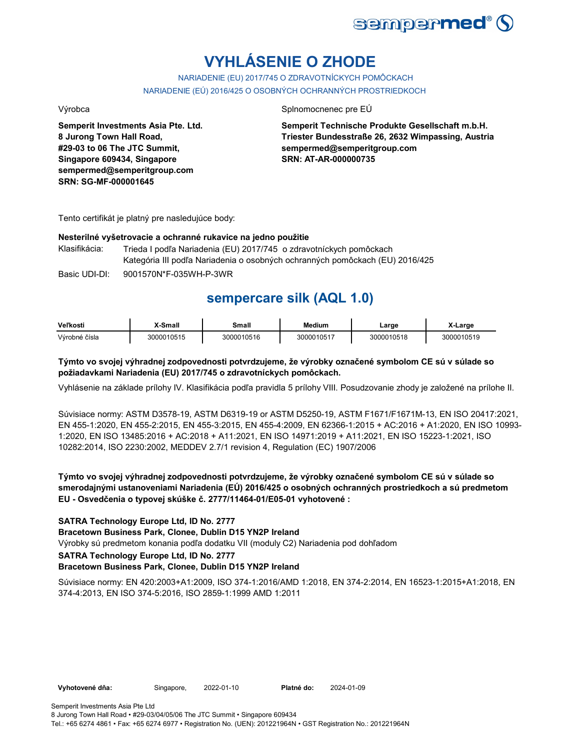# VYHLÁSENIE O ZHODE

NARIADENIE (EU) 2017/745 O ZDRAVOTNÍCKYCH POMÔCKACH
NARIADENIE (EÚ) 2016/425 O OSOBNÝCH OCHRANNÝCH PROSTRIEDKOCH

Výrobca

**Semperit Investments Asia Pte. Ltd.**
**8 Jurong Town Hall Road,**
**#29-03 to 06 The JTC Summit,**
**Singapore 609434, Singapore**
**sempermed@semperitgroup.com**
**SRN: SG-MF-000001645**

Splnomocnenec pre EÚ

**Semperit Technische Produkte Gesellschaft m.b.H.**
**Triester Bundesstraße 26, 2632 Wimpassing, Austria**
**sempermed@semperitgroup.com**
**SRN: AT-AR-000000735**

Tento certifikát je platný pre nasledujúce body:

**Nesterilné vyšetrovacie a ochranné rukavice na jedno použitie**

Klasifikácia: Trieda I podľa Nariadenia (EU) 2017/745 o zdravotníckych pomôckach
Kategória III podľa Nariadenia o osobných ochranných pomôckach (EU) 2016/425

Basic UDI-DI: 9001570N*F-035WH-P-3WR

## sempercare silk (AQL 1.0)

| Veľkosti | X-Small | Small | Medium | Large | X-Large |
|---|---|---|---|---|---|
| Výrobné čísla | 3000010515 | 3000010516 | 3000010517 | 3000010518 | 3000010519 |

**Týmto vo svojej výhradnej zodpovednosti potvrdzujeme, že výrobky označené symbolom CE sú v súlade so požiadavkami Nariadenia (EU) 2017/745 o zdravotníckych pomôckach.**

Vyhlásenie na základe prílohy IV. Klasifikácia podľa pravidla 5 prílohy VIII. Posudzovanie zhody je založené na prílohe II.

Súvisiace normy: ASTM D3578-19, ASTM D6319-19 or ASTM D5250-19, ASTM F1671/F1671M-13, EN ISO 20417:2021, EN 455-1:2020, EN 455-2:2015, EN 455-3:2015, EN 455-4:2009, EN 62366-1:2015 + AC:2016 + A1:2020, EN ISO 10993-1:2020, EN ISO 13485:2016 + AC:2018 + A11:2021, EN ISO 14971:2019 + A11:2021, EN ISO 15223-1:2021, ISO 10282:2014, ISO 2230:2002, MEDDEV 2.7/1 revision 4, Regulation (EC) 1907/2006

**Týmto vo svojej výhradnej zodpovednosti potvrdzujeme, že výrobky označené symbolom CE sú v súlade so smerodajnými ustanoveniami Nariadenia (EÚ) 2016/425 o osobných ochranných prostriedkoch a sú predmetom EU - Osvedčenia o typovej skúške č. 2777/11464-01/E05-01 vyhotovené :**

**SATRA Technology Europe Ltd, ID No. 2777**
**Bracetown Business Park, Clonee, Dublin D15 YN2P Ireland**
Výrobky sú predmetom konania podľa dodatku VII (moduly C2) Nariadenia pod dohľadom
**SATRA Technology Europe Ltd, ID No. 2777**
**Bracetown Business Park, Clonee, Dublin D15 YN2P Ireland**

Súvisiace normy: EN 420:2003+A1:2009, ISO 374-1:2016/AMD 1:2018, EN 374-2:2014, EN 16523-1:2015+A1:2018, EN 374-4:2013, EN ISO 374-5:2016, ISO 2859-1:1999 AMD 1:2011

**Vyhotovené dňa:** Singapore, 2022-01-10 **Platné do:** 2024-01-09

Semperit Investments Asia Pte Ltd
8 Jurong Town Hall Road • #29-03/04/05/06 The JTC Summit • Singapore 609434
Tel.: +65 6274 4861 • Fax: +65 6274 6977 • Registration No. (UEN): 201221964N • GST Registration No.: 201221964N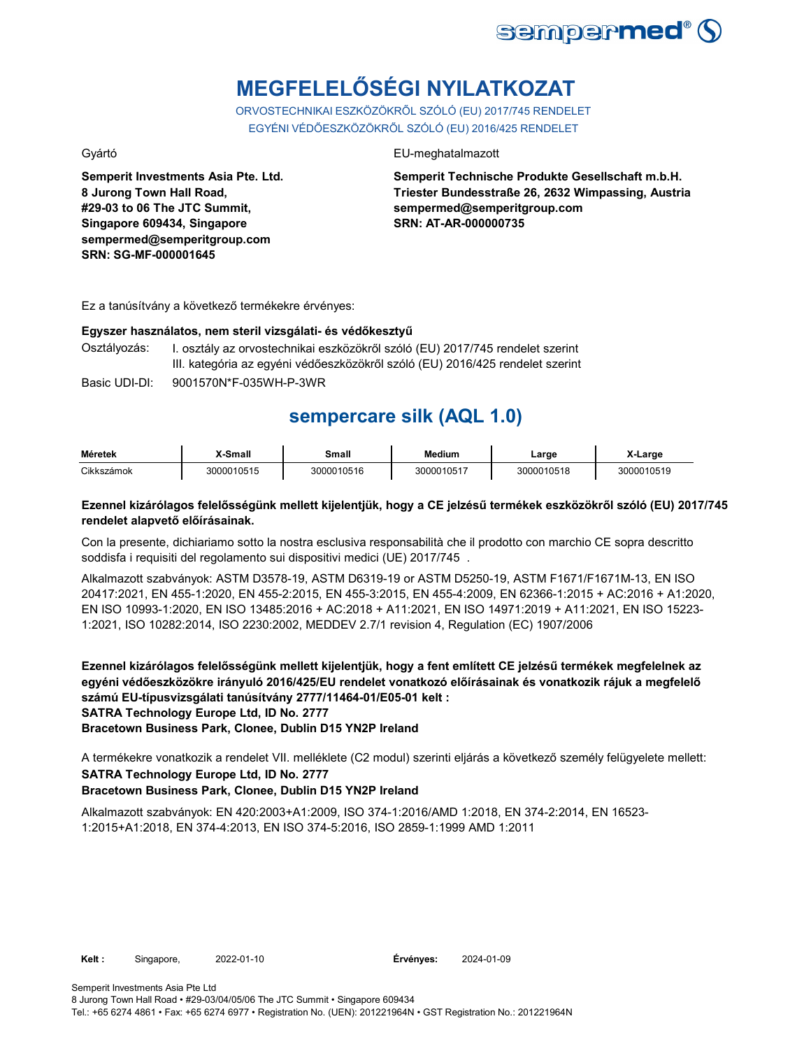# MEGFELELŐSÉGI NYILATKOZAT

ORVOSTECHNIKAI ESZKÖZÖKRŐL SZÓLÓ (EU) 2017/745 RENDELET
EGYÉNI VÉDŐESZKÖZÖKRŐL SZÓLÓ (EU) 2016/425 RENDELET

Gyártó

**Semperit Investments Asia Pte. Ltd.**
**8 Jurong Town Hall Road,**
**#29-03 to 06 The JTC Summit,**
**Singapore 609434, Singapore**
**sempermed@semperitgroup.com**
**SRN: SG-MF-000001645**

EU-meghatalmazott

**Semperit Technische Produkte Gesellschaft m.b.H.**
**Triester Bundesstraße 26, 2632 Wimpassing, Austria**
**sempermed@semperitgroup.com**
**SRN: AT-AR-000000735**

Ez a tanúsítvány a következő termékekre érvényes:

**Egyszer használatos, nem steril vizsgálati- és védőkesztyű**

Osztályozás: I. osztály az orvostechnikai eszközökről szóló (EU) 2017/745 rendelet szerint
III. kategória az egyéni védőeszközökről szóló (EU) 2016/425 rendelet szerint

Basic UDI-DI: 9001570N*F-035WH-P-3WR

## sempercare silk (AQL 1.0)

| Méretek | X-Small | Small | Medium | Large | X-Large |
|---|---|---|---|---|---|
| Cikkszámok | 3000010515 | 3000010516 | 3000010517 | 3000010518 | 3000010519 |

**Ezennel kizárólagos felelősségünk mellett kijelentjük, hogy a CE jelzésű termékek eszközökről szóló (EU) 2017/745 rendelet alapvető előírásainak.**

Con la presente, dichiariamo sotto la nostra esclusiva responsabilità che il prodotto con marchio CE sopra descritto soddisfa i requisiti del regolamento sui dispositivi medici (UE) 2017/745 .

Alkalmazott szabványok: ASTM D3578-19, ASTM D6319-19 or ASTM D5250-19, ASTM F1671/F1671M-13, EN ISO 20417:2021, EN 455-1:2020, EN 455-2:2015, EN 455-3:2015, EN 455-4:2009, EN 62366-1:2015 + AC:2016 + A1:2020, EN ISO 10993-1:2020, EN ISO 13485:2016 + AC:2018 + A11:2021, EN ISO 14971:2019 + A11:2021, EN ISO 15223-1:2021, ISO 10282:2014, ISO 2230:2002, MEDDEV 2.7/1 revision 4, Regulation (EC) 1907/2006

**Ezennel kizárólagos felelősségünk mellett kijelentjük, hogy a fent említett CE jelzésű termékek megfelelnek az egyéni védőeszközökre irányuló 2016/425/EU rendelet vonatkozó előírásainak és vonatkozik rájuk a megfelelő számú EU-típusvizsgálati tanúsítvány 2777/11464-01/E05-01 kelt :**
**SATRA Technology Europe Ltd, ID No. 2777**
**Bracetown Business Park, Clonee, Dublin D15 YN2P Ireland**

A termékekre vonatkozik a rendelet VII. melléklete (C2 modul) szerinti eljárás a következő személy felügyelete mellett:
**SATRA Technology Europe Ltd, ID No. 2777**
**Bracetown Business Park, Clonee, Dublin D15 YN2P Ireland**

Alkalmazott szabványok: EN 420:2003+A1:2009, ISO 374-1:2016/AMD 1:2018, EN 374-2:2014, EN 16523-1:2015+A1:2018, EN 374-4:2013, EN ISO 374-5:2016, ISO 2859-1:1999 AMD 1:2011

**Kelt :** Singapore, 2022-01-10 **Érvényes:** 2024-01-09

Semperit Investments Asia Pte Ltd
8 Jurong Town Hall Road • #29-03/04/05/06 The JTC Summit • Singapore 609434
Tel.: +65 6274 4861 • Fax: +65 6274 6977 • Registration No. (UEN): 201221964N • GST Registration No.: 201221964N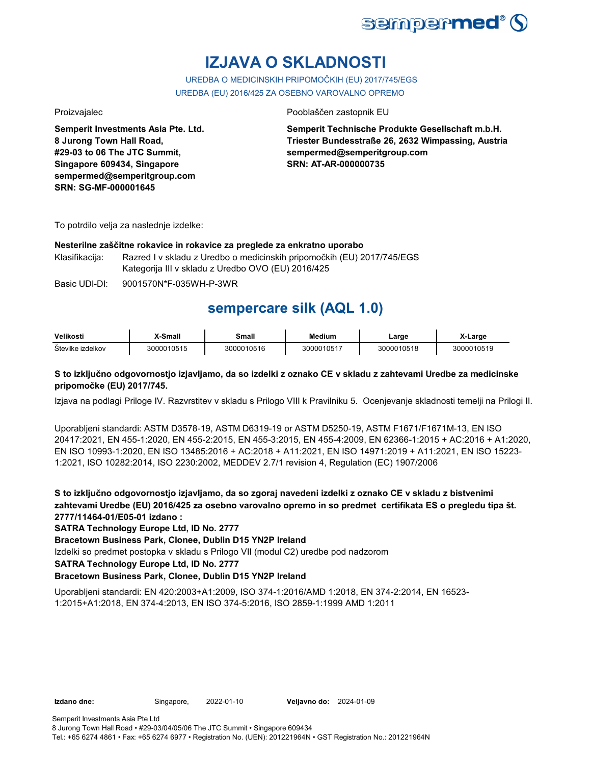# IZJAVA O SKLADNOSTI

UREDBA O MEDICINSKIH PRIPOMOČKIH (EU) 2017/745/EGS
UREDBA (EU) 2016/425 ZA OSEBNO VAROVALNO OPREMO

Proizvajalec

**Semperit Investments Asia Pte. Ltd.**
**8 Jurong Town Hall Road,**
**#29-03 to 06 The JTC Summit,**
**Singapore 609434, Singapore**
**sempermed@semperitgroup.com**
**SRN: SG-MF-000001645**

Pooblaščen zastopnik EU

**Semperit Technische Produkte Gesellschaft m.b.H.**
**Triester Bundesstraße 26, 2632 Wimpassing, Austria**
**sempermed@semperitgroup.com**
**SRN: AT-AR-000000735**

To potrdilo velja za naslednje izdelke:

**Nesterilne zaščitne rokavice in rokavice za preglede za enkratno uporabo**

Klasifikacija: Razred I v skladu z Uredbo o medicinskih pripomočkih (EU) 2017/745/EGS
Kategorija III v skladu z Uredbo OVO (EU) 2016/425

Basic UDI-DI: 9001570N*F-035WH-P-3WR

## sempercare silk (AQL 1.0)

| Velikosti | X-Small | Small | Medium | Large | X-Large |
|---|---|---|---|---|---|
| Številke izdelkov | 3000010515 | 3000010516 | 3000010517 | 3000010518 | 3000010519 |

**S to izključno odgovornostjo izjavljamo, da so izdelki z oznako CE v skladu z zahtevami Uredbe za medicinske pripomočke (EU) 2017/745.**

Izjava na podlagi Priloge IV. Razvrstitev v skladu s Prilogo VIII k Pravilniku 5. Ocenjevanje skladnosti temelji na Prilogi II.

Uporabljeni standardi: ASTM D3578-19, ASTM D6319-19 or ASTM D5250-19, ASTM F1671/F1671M-13, EN ISO 20417:2021, EN 455-1:2020, EN 455-2:2015, EN 455-3:2015, EN 455-4:2009, EN 62366-1:2015 + AC:2016 + A1:2020, EN ISO 10993-1:2020, EN ISO 13485:2016 + AC:2018 + A11:2021, EN ISO 14971:2019 + A11:2021, EN ISO 15223-1:2021, ISO 10282:2014, ISO 2230:2002, MEDDEV 2.7/1 revision 4, Regulation (EC) 1907/2006

**S to izključno odgovornostjo izjavljamo, da so zgoraj navedeni izdelki z oznako CE v skladu z bistvenimi zahtevami Uredbe (EU) 2016/425 za osebno varovalno opremo in so predmet certifikata ES o pregledu tipa št. 2777/11464-01/E05-01 izdano :**

**SATRA Technology Europe Ltd, ID No. 2777**

**Bracetown Business Park, Clonee, Dublin D15 YN2P Ireland**

Izdelki so predmet postopka v skladu s Prilogo VII (modul C2) uredbe pod nadzorom

**SATRA Technology Europe Ltd, ID No. 2777**

**Bracetown Business Park, Clonee, Dublin D15 YN2P Ireland**

Uporabljeni standardi: EN 420:2003+A1:2009, ISO 374-1:2016/AMD 1:2018, EN 374-2:2014, EN 16523-1:2015+A1:2018, EN 374-4:2013, EN ISO 374-5:2016, ISO 2859-1:1999 AMD 1:2011

**Izdano dne:** Singapore, 2022-01-10 **Veljavno do:** 2024-01-09

Semperit Investments Asia Pte Ltd
8 Jurong Town Hall Road • #29-03/04/05/06 The JTC Summit • Singapore 609434
Tel.: +65 6274 4861 • Fax: +65 6274 6977 • Registration No. (UEN): 201221964N • GST Registration No.: 201221964N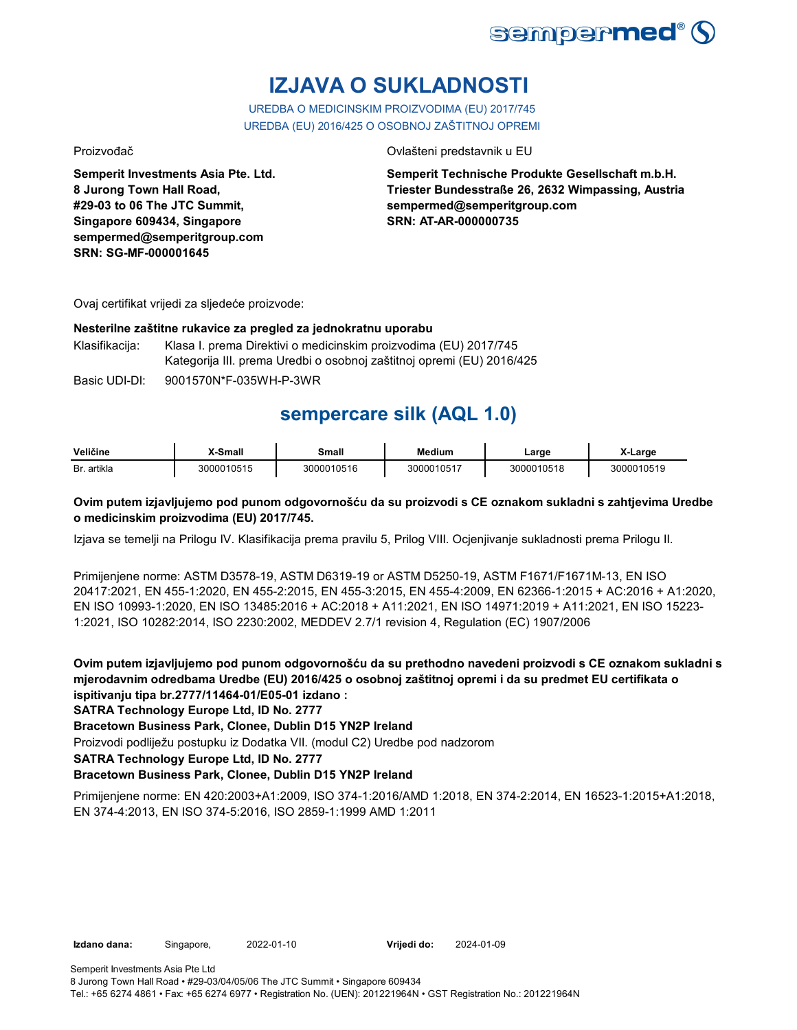# IZJAVA O SUKLADNOSTI

UREDBA O MEDICINSKIM PROIZVODIMA (EU) 2017/745
UREDBA (EU) 2016/425 O OSOBNOJ ZAŠTITNOJ OPREMI

Proizvođač

**Semperit Investments Asia Pte. Ltd.**
**8 Jurong Town Hall Road,**
**#29-03 to 06 The JTC Summit,**
**Singapore 609434, Singapore**
**sempermed@semperitgroup.com**
**SRN: SG-MF-000001645**

Ovlašteni predstavnik u EU

**Semperit Technische Produkte Gesellschaft m.b.H.**
**Triester Bundesstraße 26, 2632 Wimpassing, Austria**
**sempermed@semperitgroup.com**
**SRN: AT-AR-000000735**

Ovaj certifikat vrijedi za sljedeće proizvode:

**Nesterilne zaštitne rukavice za pregled za jednokratnu uporabu**

Klasifikacija: Klasa I. prema Direktivi o medicinskim proizvodima (EU) 2017/745
Kategorija III. prema Uredbi o osobnoj zaštitnoj opremi (EU) 2016/425

Basic UDI-DI: 9001570N*F-035WH-P-3WR

## sempercare silk (AQL 1.0)

| Veličine | X-Small | Small | Medium | Large | X-Large |
|---|---|---|---|---|---|
| Br. artikla | 3000010515 | 3000010516 | 3000010517 | 3000010518 | 3000010519 |

**Ovim putem izjavljujemo pod punom odgovornošću da su proizvodi s CE oznakom sukladni s zahtjevima Uredbe o medicinskim proizvodima (EU) 2017/745.**

Izjava se temelji na Prilogu IV. Klasifikacija prema pravilu 5, Prilog VIII. Ocjenjivanje sukladnosti prema Prilogu II.

Primijenjene norme: ASTM D3578-19, ASTM D6319-19 or ASTM D5250-19, ASTM F1671/F1671M-13, EN ISO 20417:2021, EN 455-1:2020, EN 455-2:2015, EN 455-3:2015, EN 455-4:2009, EN 62366-1:2015 + AC:2016 + A1:2020, EN ISO 10993-1:2020, EN ISO 13485:2016 + AC:2018 + A11:2021, EN ISO 14971:2019 + A11:2021, EN ISO 15223-1:2021, ISO 10282:2014, ISO 2230:2002, MEDDEV 2.7/1 revision 4, Regulation (EC) 1907/2006

**Ovim putem izjavljujemo pod punom odgovornošću da su prethodno navedeni proizvodi s CE oznakom sukladni s mjerodavnim odredbama Uredbe (EU) 2016/425 o osobnoj zaštitnoj opremi i da su predmet EU certifikata o ispitivanju tipa br.2777/11464-01/E05-01 izdano :**
**SATRA Technology Europe Ltd, ID No. 2777**
**Bracetown Business Park, Clonee, Dublin D15 YN2P Ireland**
Proizvodi podliježu postupku iz Dodatka VII. (modul C2) Uredbe pod nadzorom
**SATRA Technology Europe Ltd, ID No. 2777**
**Bracetown Business Park, Clonee, Dublin D15 YN2P Ireland**

Primijenjene norme: EN 420:2003+A1:2009, ISO 374-1:2016/AMD 1:2018, EN 374-2:2014, EN 16523-1:2015+A1:2018, EN 374-4:2013, EN ISO 374-5:2016, ISO 2859-1:1999 AMD 1:2011

**Izdano dana:** Singapore, 2022-01-10 **Vrijedi do:** 2024-01-09

Semperit Investments Asia Pte Ltd
8 Jurong Town Hall Road • #29-03/04/05/06 The JTC Summit • Singapore 609434
Tel.: +65 6274 4861 • Fax: +65 6274 6977 • Registration No. (UEN): 201221964N • GST Registration No.: 201221964N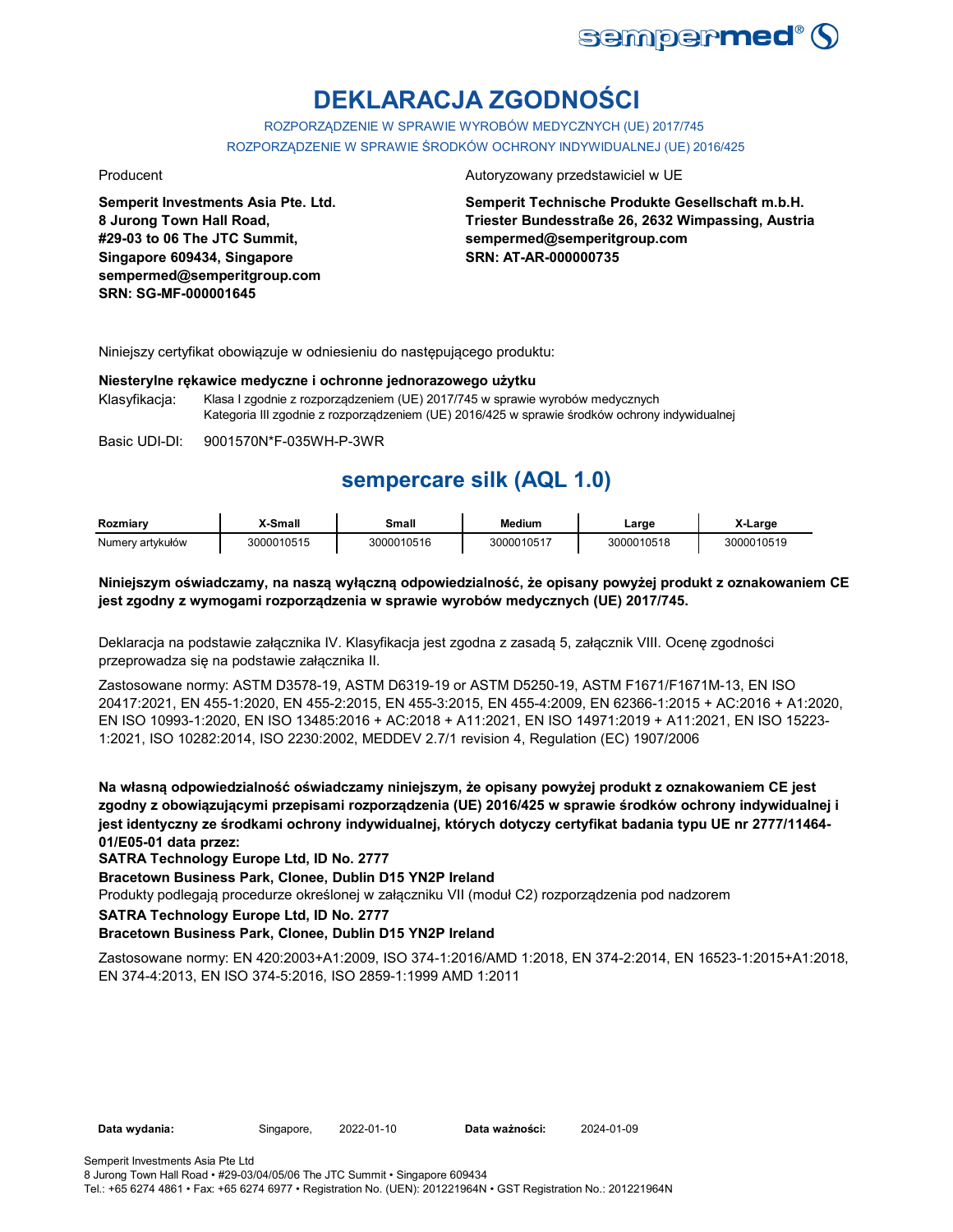# DEKLARACJA ZGODNOŚCI

ROZPORZĄDZENIE W SPRAWIE WYROBÓW MEDYCZNYCH (UE) 2017/745

ROZPORZĄDZENIE W SPRAWIE ŚRODKÓW OCHRONY INDYWIDUALNEJ (UE) 2016/425

Producent

**Semperit Investments Asia Pte. Ltd.**
**8 Jurong Town Hall Road,**
**#29-03 to 06 The JTC Summit,**
**Singapore 609434, Singapore**
**sempermed@semperitgroup.com**
**SRN: SG-MF-000001645**

Autoryzowany przedstawiciel w UE

**Semperit Technische Produkte Gesellschaft m.b.H.**
**Triester Bundesstraße 26, 2632 Wimpassing, Austria**
**sempermed@semperitgroup.com**
**SRN: AT-AR-000000735**

Niniejszy certyfikat obowiązuje w odniesieniu do następującego produktu:

**Niesterylne rękawice medyczne i ochronne jednorazowego użytku**

Klasyfikacja: Klasa I zgodnie z rozporządzeniem (UE) 2017/745 w sprawie wyrobów medycznych
Kategoria III zgodnie z rozporządzeniem (UE) 2016/425 w sprawie środków ochrony indywidualnej

Basic UDI-DI: 9001570N*F-035WH-P-3WR

## sempercare silk (AQL 1.0)

| Rozmiary | X-Small | Small | Medium | Large | X-Large |
|---|---|---|---|---|---|
| Numery artykułów | 3000010515 | 3000010516 | 3000010517 | 3000010518 | 3000010519 |

**Niniejszym oświadczamy, na naszą wyłączną odpowiedzialność, że opisany powyżej produkt z oznakowaniem CE jest zgodny z wymogami rozporządzenia w sprawie wyrobów medycznych (UE) 2017/745.**

Deklaracja na podstawie załącznika IV. Klasyfikacja jest zgodna z zasadą 5, załącznik VIII. Ocenę zgodności przeprowadza się na podstawie załącznika II.

Zastosowane normy: ASTM D3578-19, ASTM D6319-19 or ASTM D5250-19, ASTM F1671/F1671M-13, EN ISO 20417:2021, EN 455-1:2020, EN 455-2:2015, EN 455-3:2015, EN 455-4:2009, EN 62366-1:2015 + AC:2016 + A1:2020, EN ISO 10993-1:2020, EN ISO 13485:2016 + AC:2018 + A11:2021, EN ISO 14971:2019 + A11:2021, EN ISO 15223-1:2021, ISO 10282:2014, ISO 2230:2002, MEDDEV 2.7/1 revision 4, Regulation (EC) 1907/2006

**Na własną odpowiedzialność oświadczamy niniejszym, że opisany powyżej produkt z oznakowaniem CE jest zgodny z obowiązującymi przepisami rozporządzenia (UE) 2016/425 w sprawie środków ochrony indywidualnej i jest identyczny ze środkami ochrony indywidualnej, których dotyczy certyfikat badania typu UE nr 2777/11464-01/E05-01 data przez:**
**SATRA Technology Europe Ltd, ID No. 2777**
**Bracetown Business Park, Clonee, Dublin D15 YN2P Ireland**
Produkty podlegają procedurze określonej w załączniku VII (moduł C2) rozporządzenia pod nadzorem
**SATRA Technology Europe Ltd, ID No. 2777**
**Bracetown Business Park, Clonee, Dublin D15 YN2P Ireland**

Zastosowane normy: EN 420:2003+A1:2009, ISO 374-1:2016/AMD 1:2018, EN 374-2:2014, EN 16523-1:2015+A1:2018, EN 374-4:2013, EN ISO 374-5:2016, ISO 2859-1:1999 AMD 1:2011

**Data wydania:** Singapore, 2022-01-10 **Data ważności:** 2024-01-09

Semperit Investments Asia Pte Ltd
8 Jurong Town Hall Road • #29-03/04/05/06 The JTC Summit • Singapore 609434
Tel.: +65 6274 4861 • Fax: +65 6274 6977 • Registration No. (UEN): 201221964N • GST Registration No.: 201221964N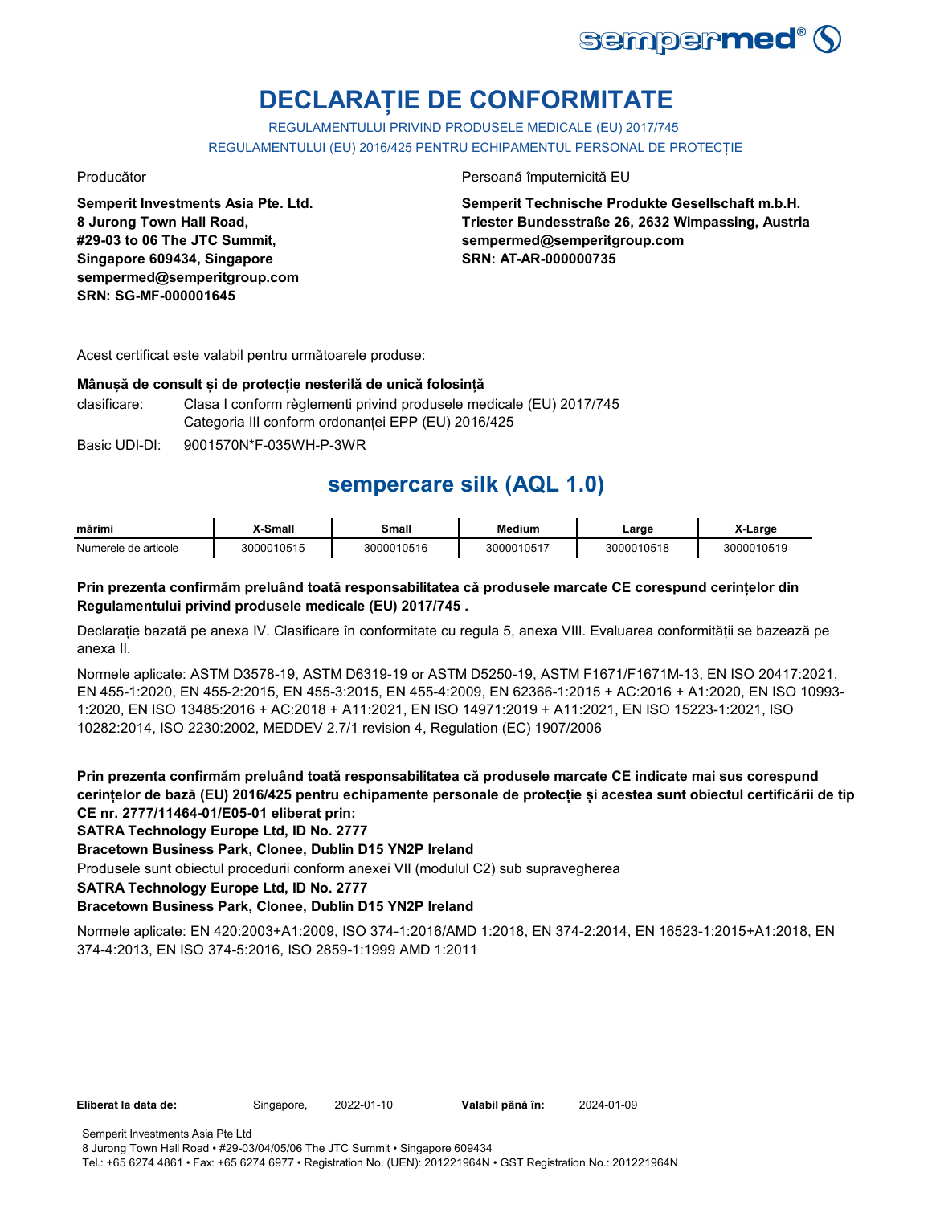# DECLARAȚIE DE CONFORMITATE

REGULAMENTULUI PRIVIND PRODUSELE MEDICALE (EU) 2017/745

REGULAMENTULUI (EU) 2016/425 PENTRU ECHIPAMENTUL PERSONAL DE PROTECȚIE

Producător

**Semperit Investments Asia Pte. Ltd.**
**8 Jurong Town Hall Road,**
**#29-03 to 06 The JTC Summit,**
**Singapore 609434, Singapore**
**sempermed@semperitgroup.com**
**SRN: SG-MF-000001645**

Persoană împuternicită EU

**Semperit Technische Produkte Gesellschaft m.b.H.**
**Triester Bundesstraße 26, 2632 Wimpassing, Austria**
**sempermed@semperitgroup.com**
**SRN: AT-AR-000000735**

Acest certificat este valabil pentru următoarele produse:

**Mânușă de consult și de protecție nesterilă de unică folosință**

clasificare: Clasa I conform règlementi privind produsele medicale (EU) 2017/745
Categoria III conform ordonanței EPP (EU) 2016/425

Basic UDI-DI: 9001570N*F-035WH-P-3WR

## sempercare silk (AQL 1.0)

| mărimi | X-Small | Small | Medium | Large | X-Large |
|---|---|---|---|---|---|
| Numerele de articole | 3000010515 | 3000010516 | 3000010517 | 3000010518 | 3000010519 |

**Prin prezenta confirmăm preluând toată responsabilitatea că produsele marcate CE corespund cerințelor din Regulamentului privind produsele medicale (EU) 2017/745 .**

Declarație bazată pe anexa IV. Clasificare în conformitate cu regula 5, anexa VIII. Evaluarea conformității se bazează pe anexa II.

Normele aplicate: ASTM D3578-19, ASTM D6319-19 or ASTM D5250-19, ASTM F1671/F1671M-13, EN ISO 20417:2021, EN 455-1:2020, EN 455-2:2015, EN 455-3:2015, EN 455-4:2009, EN 62366-1:2015 + AC:2016 + A1:2020, EN ISO 10993-1:2020, EN ISO 13485:2016 + AC:2018 + A11:2021, EN ISO 14971:2019 + A11:2021, EN ISO 15223-1:2021, ISO 10282:2014, ISO 2230:2002, MEDDEV 2.7/1 revision 4, Regulation (EC) 1907/2006

**Prin prezenta confirmăm preluând toată responsabilitatea că produsele marcate CE indicate mai sus corespund cerințelor de bază (EU) 2016/425 pentru echipamente personale de protecție și acestea sunt obiectul certificării de tip CE nr. 2777/11464-01/E05-01 eliberat prin:**

**SATRA Technology Europe Ltd, ID No. 2777**

**Bracetown Business Park, Clonee, Dublin D15 YN2P Ireland**

Produsele sunt obiectul procedurii conform anexei VII (modulul C2) sub supravegherea

**SATRA Technology Europe Ltd, ID No. 2777**

**Bracetown Business Park, Clonee, Dublin D15 YN2P Ireland**

Normele aplicate: EN 420:2003+A1:2009, ISO 374-1:2016/AMD 1:2018, EN 374-2:2014, EN 16523-1:2015+A1:2018, EN 374-4:2013, EN ISO 374-5:2016, ISO 2859-1:1999 AMD 1:2011

**Eliberat la data de:** Singapore, 2022-01-10 **Valabil până în:** 2024-01-09

Semperit Investments Asia Pte Ltd
8 Jurong Town Hall Road • #29-03/04/05/06 The JTC Summit • Singapore 609434
Tel.: +65 6274 4861 • Fax: +65 6274 6977 • Registration No. (UEN): 201221964N • GST Registration No.: 201221964N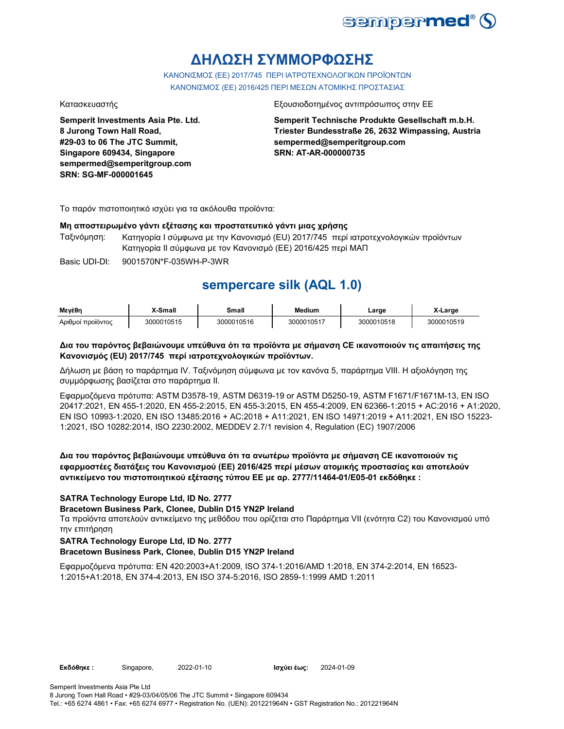sempermed®

# ΔΗΛΩΣΗ ΣΥΜΜΟΡΦΩΣΗΣ

ΚΑΝΟΝΙΣΜΟΣ (ΕΕ) 2017/745 ΠΕΡΙ ΙΑΤΡΟΤΕΧΝΟΛΟΓΙΚΩΝ ΠΡΟΪΟΝΤΩΝ
ΚΑΝΟΝΙΣΜΟΣ (ΕΕ) 2016/425 ΠΕΡΙ ΜΕΣΩΝ ΑΤΟΜΙΚΗΣ ΠΡΟΣΤΑΣΙΑΣ

Κατασκευαστής

**Semperit Investments Asia Pte. Ltd.**
**8 Jurong Town Hall Road,**
**#29-03 to 06 The JTC Summit,**
**Singapore 609434, Singapore**
**sempermed@semperitgroup.com**
**SRN: SG-MF-000001645**

Εξουσιοδοτημένος αντιπρόσωπος στην ΕΕ

**Semperit Technische Produkte Gesellschaft m.b.H.**
**Triester Bundesstraße 26, 2632 Wimpassing, Austria**
**sempermed@semperitgroup.com**
**SRN: AT-AR-000000735**

Το παρόν πιστοποιητικό ισχύει για τα ακόλουθα προϊόντα:

**Μη αποστειρωμένο γάντι εξέτασης και προστατευτικό γάντι μιας χρήσης**

Ταξινόμηση: Κατηγορία I σύμφωνα με την Κανονισμό (EU) 2017/745 περί ιατροτεχνολογικών προϊόντων
Κατηγορία II σύμφωνα με τον Κανονισμό (ΕΕ) 2016/425 περί ΜΑΠ

Basic UDI-DI: 9001570N*F-035WH-P-3WR

## sempercare silk (AQL 1.0)

| Μεγέθη | X-Small | Small | Medium | Large | X-Large |
|---|---|---|---|---|---|
| Αριθμοί προϊόντος | 3000010515 | 3000010516 | 3000010517 | 3000010518 | 3000010519 |

**Δια του παρόντος βεβαιώνουμε υπεύθυνα ότι τα προϊόντα με σήμανση CE ικανοποιούν τις απαιτήσεις της Κανονισμός (EU) 2017/745 περί ιατροτεχνολογικών προϊόντων.**

Δήλωση με βάση το παράρτημα IV. Ταξινόμηση σύμφωνα με τον κανόνα 5, παράρτημα VIII. Η αξιολόγηση της συμμόρφωσης βασίζεται στο παράρτημα II.

Εφαρμοζόμενα πρότυπα: ASTM D3578-19, ASTM D6319-19 or ASTM D5250-19, ASTM F1671/F1671M-13, EN ISO 20417:2021, EN 455-1:2020, EN 455-2:2015, EN 455-3:2015, EN 455-4:2009, EN 62366-1:2015 + AC:2016 + A1:2020, EN ISO 10993-1:2020, EN ISO 13485:2016 + AC:2018 + A11:2021, EN ISO 14971:2019 + A11:2021, EN ISO 15223-1:2021, ISO 10282:2014, ISO 2230:2002, MEDDEV 2.7/1 revision 4, Regulation (EC) 1907/2006

**Δια του παρόντος βεβαιώνουμε υπεύθυνα ότι τα ανωτέρω προϊόντα με σήμανση CE ικανοποιούν τις εφαρμοστέες διατάξεις του Κανονισμού (ΕΕ) 2016/425 περί μέσων ατομικής προστασίας και αποτελούν αντικείμενο του πιστοποιητικού εξέτασης τύπου ΕΕ με αρ. 2777/11464-01/E05-01 εκδόθηκε :**

**SATRA Technology Europe Ltd, ID No. 2777**
**Bracetown Business Park, Clonee, Dublin D15 YN2P Ireland**
Τα προϊόντα αποτελούν αντικείμενο της μεθόδου που ορίζεται στο Παράρτημα VII (ενότητα C2) του Κανονισμού υπό την επιτήρηση
**SATRA Technology Europe Ltd, ID No. 2777**
**Bracetown Business Park, Clonee, Dublin D15 YN2P Ireland**

Εφαρμοζόμενα πρότυπα: EN 420:2003+A1:2009, ISO 374-1:2016/AMD 1:2018, EN 374-2:2014, EN 16523-1:2015+A1:2018, EN 374-4:2013, EN ISO 374-5:2016, ISO 2859-1:1999 AMD 1:2011

**Εκδόθηκε :** Singapore, 2022-01-10 **Ισχύει έως:** 2024-01-09

Semperit Investments Asia Pte Ltd
8 Jurong Town Hall Road • #29-03/04/05/06 The JTC Summit • Singapore 609434
Tel.: +65 6274 4861 • Fax: +65 6274 6977 • Registration No. (UEN): 201221964N • GST Registration No.: 201221964N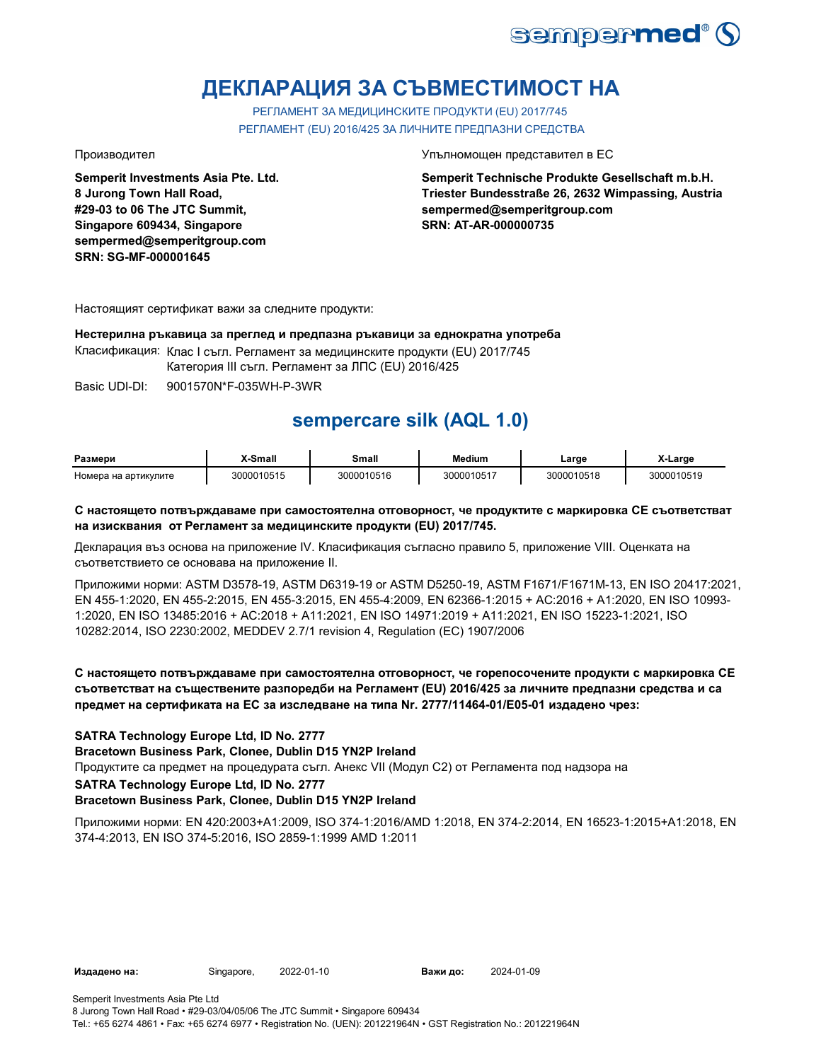# ДЕКЛАРАЦИЯ ЗА СЪВМЕСТИМОСТ НА

РЕГЛАМЕНТ ЗА МЕДИЦИНСКИТЕ ПРОДУКТИ (EU) 2017/745
РЕГЛАМЕНТ (EU) 2016/425 ЗА ЛИЧНИТЕ ПРЕДПАЗНИ СРЕДСТВА

Производител

**Semperit Investments Asia Pte. Ltd.**
**8 Jurong Town Hall Road,**
**#29-03 to 06 The JTC Summit,**
**Singapore 609434, Singapore**
**sempermed@semperitgroup.com**
**SRN: SG-MF-000001645**

Упълномощен представител в ЕС

**Semperit Technische Produkte Gesellschaft m.b.H.**
**Triester Bundesstraße 26, 2632 Wimpassing, Austria**
**sempermed@semperitgroup.com**
**SRN: AT-AR-000000735**

Настоящият сертификат важи за следните продукти:

**Нестерилна ръкавица за преглед и предпазна ръкавици за еднократна употреба**

Класификация: Клас I съгл. Регламент за медицинските продукти (EU) 2017/745
Категория III съгл. Регламент за ЛПС (EU) 2016/425

Basic UDI-DI: 9001570N*F-035WH-P-3WR

## sempercare silk (AQL 1.0)

| Размери | X-Small | Small | Medium | Large | X-Large |
|---|---|---|---|---|---|
| Номера на артикулите | 3000010515 | 3000010516 | 3000010517 | 3000010518 | 3000010519 |

**С настоящето потвърждаваме при самостоятелна отговорност, че продуктите с маркировка СЕ съответстват на изисквания от Регламент за медицинските продукти (EU) 2017/745.**

Декларация въз основа на приложение IV. Класификация съгласно правило 5, приложение VIII. Оценката на съответствието се основава на приложение II.

Приложими норми: ASTM D3578-19, ASTM D6319-19 or ASTM D5250-19, ASTM F1671/F1671M-13, EN ISO 20417:2021, EN 455-1:2020, EN 455-2:2015, EN 455-3:2015, EN 455-4:2009, EN 62366-1:2015 + AC:2016 + A1:2020, EN ISO 10993-1:2020, EN ISO 13485:2016 + AC:2018 + A11:2021, EN ISO 14971:2019 + A11:2021, EN ISO 15223-1:2021, ISO 10282:2014, ISO 2230:2002, MEDDEV 2.7/1 revision 4, Regulation (EC) 1907/2006

**С настоящето потвърждаваме при самостоятелна отговорност, че горепосочените продукти с маркировка СЕ съответстват на съществените разпоредби на Регламент (EU) 2016/425 за личните предпазни средства и са предмет на сертификата на ЕС за изследване на типа Nr. 2777/11464-01/E05-01 издадено чрез:**

**SATRA Technology Europe Ltd, ID No. 2777**
**Bracetown Business Park, Clonee, Dublin D15 YN2P Ireland**
Продуктите са предмет на процедурата съгл. Анекс VII (Модул С2) от Регламента под надзора на
**SATRA Technology Europe Ltd, ID No. 2777**
**Bracetown Business Park, Clonee, Dublin D15 YN2P Ireland**

Приложими норми: EN 420:2003+A1:2009, ISO 374-1:2016/AMD 1:2018, EN 374-2:2014, EN 16523-1:2015+A1:2018, EN 374-4:2013, EN ISO 374-5:2016, ISO 2859-1:1999 AMD 1:2011

**Издадено на:** Singapore, 2022-01-10 **Важи до:** 2024-01-09

Semperit Investments Asia Pte Ltd
8 Jurong Town Hall Road • #29-03/04/05/06 The JTC Summit • Singapore 609434
Tel.: +65 6274 4861 • Fax: +65 6274 6977 • Registration No. (UEN): 201221964N • GST Registration No.: 201221964N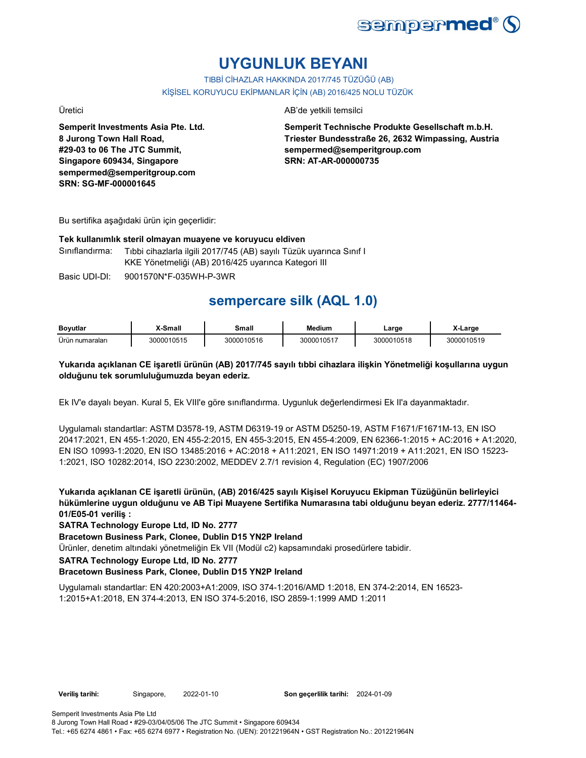# UYGUNLUK BEYANI

TIBBİ CİHAZLAR HAKKINDA 2017/745 TÜZÜĞÜ (AB)
KİŞİSEL KORUYUCU EKİPMANLAR İÇİN (AB) 2016/425 NOLU TÜZÜK

Üretici

**Semperit Investments Asia Pte. Ltd.**
**8 Jurong Town Hall Road,**
**#29-03 to 06 The JTC Summit,**
**Singapore 609434, Singapore**
**sempermed@semperitgroup.com**
**SRN: SG-MF-000001645**

AB'de yetkili temsilci

**Semperit Technische Produkte Gesellschaft m.b.H.**
**Triester Bundesstraße 26, 2632 Wimpassing, Austria**
**sempermed@semperitgroup.com**
**SRN: AT-AR-000000735**

Bu sertifika aşağıdaki ürün için geçerlidir:

**Tek kullanımlık steril olmayan muayene ve koruyucu eldiven**

Sınıflandırma: Tıbbi cihazlarla ilgili 2017/745 (AB) sayılı Tüzük uyarınca Sınıf I
KKE Yönetmeliği (AB) 2016/425 uyarınca Kategori III

Basic UDI-DI: 9001570N*F-035WH-P-3WR

## sempercare silk (AQL 1.0)

| Boyutlar | X-Small | Small | Medium | Large | X-Large |
|---|---|---|---|---|---|
| Ürün numaraları | 3000010515 | 3000010516 | 3000010517 | 3000010518 | 3000010519 |

**Yukarıda açıklanan CE işaretli ürünün (AB) 2017/745 sayılı tıbbi cihazlara ilişkin Yönetmeliği koşullarına uygun olduğunu tek sorumluluğumuzda beyan ederiz.**

Ek IV'e dayalı beyan. Kural 5, Ek VIII'e göre sınıflandırma. Uygunluk değerlendirmesi Ek II'a dayanmaktadır.

Uygulamalı standartlar: ASTM D3578-19, ASTM D6319-19 or ASTM D5250-19, ASTM F1671/F1671M-13, EN ISO 20417:2021, EN 455-1:2020, EN 455-2:2015, EN 455-3:2015, EN 455-4:2009, EN 62366-1:2015 + AC:2016 + A1:2020, EN ISO 10993-1:2020, EN ISO 13485:2016 + AC:2018 + A11:2021, EN ISO 14971:2019 + A11:2021, EN ISO 15223-1:2021, ISO 10282:2014, ISO 2230:2002, MEDDEV 2.7/1 revision 4, Regulation (EC) 1907/2006

**Yukarıda açıklanan CE işaretli ürünün, (AB) 2016/425 sayılı Kişisel Koruyucu Ekipman Tüzüğünün belirleyici hükümlerine uygun olduğunu ve AB Tipi Muayene Sertifika Numarasına tabi olduğunu beyan ederiz. 2777/11464-01/E05-01 veriliş :**

**SATRA Technology Europe Ltd, ID No. 2777**
**Bracetown Business Park, Clonee, Dublin D15 YN2P Ireland**

Ürünler, denetim altındaki yönetmeliğin Ek VII (Modül c2) kapsamındaki prosedürlere tabidir.

**SATRA Technology Europe Ltd, ID No. 2777**
**Bracetown Business Park, Clonee, Dublin D15 YN2P Ireland**

Uygulamalı standartlar: EN 420:2003+A1:2009, ISO 374-1:2016/AMD 1:2018, EN 374-2:2014, EN 16523-1:2015+A1:2018, EN 374-4:2013, EN ISO 374-5:2016, ISO 2859-1:1999 AMD 1:2011

**Veriliş tarihi:** Singapore, 2022-01-10 **Son geçerlilik tarihi:** 2024-01-09

Semperit Investments Asia Pte Ltd
8 Jurong Town Hall Road • #29-03/04/05/06 The JTC Summit • Singapore 609434
Tel.: +65 6274 4861 • Fax: +65 6274 6977 • Registration No. (UEN): 201221964N • GST Registration No.: 201221964N